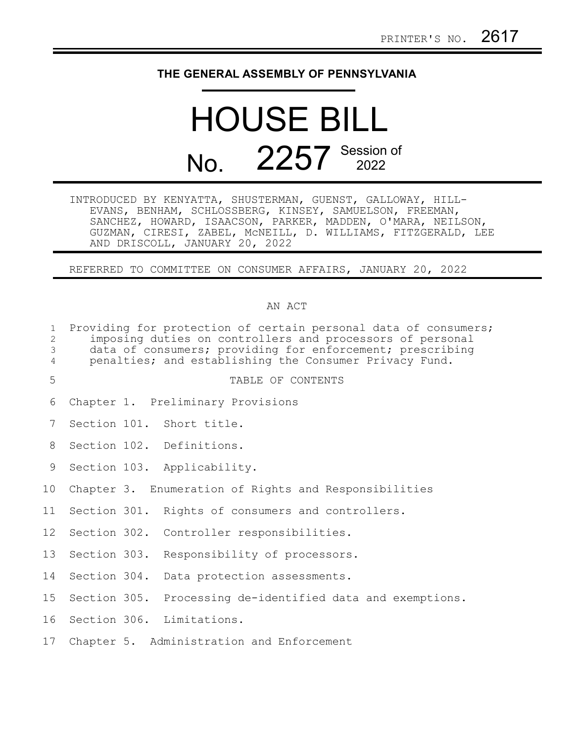PRINTER'S NO. 2617

THE GENERAL ASSEMBLY OF PENNSYLVANIA

# HOUSE BILL

## No. 2257 Session of 2022

INTRODUCED BY KENYATTA, SHUSTERMAN, GUENST, GALLOWAY, HILL-EVANS, BENHAM, SCHLOSSBERG, KINSEY, SAMUELSON, FREEMAN, SANCHEZ, HOWARD, ISAACSON, PARKER, MADDEN, O'MARA, NEILSON, GUZMAN, CIRESI, ZABEL, McNEILL, D. WILLIAMS, FITZGERALD, LEE AND DRISCOLL, JANUARY 20, 2022

REFERRED TO COMMITTEE ON CONSUMER AFFAIRS, JANUARY 20, 2022

AN ACT

Providing for protection of certain personal data of consumers; imposing duties on controllers and processors of personal data of consumers; providing for enforcement; prescribing penalties; and establishing the Consumer Privacy Fund.

TABLE OF CONTENTS

Chapter 1. Preliminary Provisions

Section 101. Short title.

Section 102. Definitions.

Section 103. Applicability.

Chapter 3. Enumeration of Rights and Responsibilities

Section 301. Rights of consumers and controllers.

Section 302. Controller responsibilities.

Section 303. Responsibility of processors.

Section 304. Data protection assessments.

Section 305. Processing de-identified data and exemptions.

Section 306. Limitations.

Chapter 5. Administration and Enforcement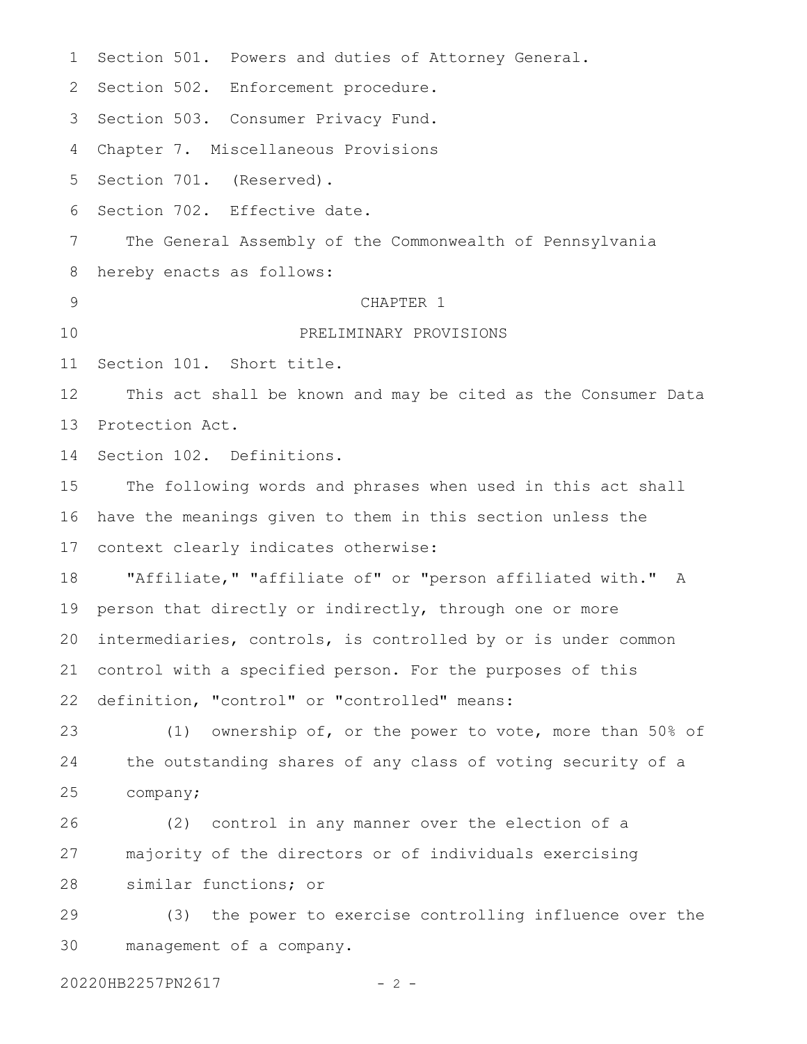Section 501. Powers and duties of Attorney General.

Section 502. Enforcement procedure.

Section 503. Consumer Privacy Fund.

Chapter 7. Miscellaneous Provisions

Section 701. (Reserved).

Section 702. Effective date.

The General Assembly of the Commonwealth of Pennsylvania hereby enacts as follows:

## CHAPTER 1

## PRELIMINARY PROVISIONS

Section 101. Short title.

This act shall be known and may be cited as the Consumer Data Protection Act.

Section 102. Definitions.

The following words and phrases when used in this act shall have the meanings given to them in this section unless the context clearly indicates otherwise:

"Affiliate," "affiliate of" or "person affiliated with." A person that directly or indirectly, through one or more intermediaries, controls, is controlled by or is under common control with a specified person. For the purposes of this definition, "control" or "controlled" means:

(1) ownership of, or the power to vote, more than 50% of the outstanding shares of any class of voting security of a company;

(2) control in any manner over the election of a majority of the directors or of individuals exercising similar functions; or

(3) the power to exercise controlling influence over the management of a company.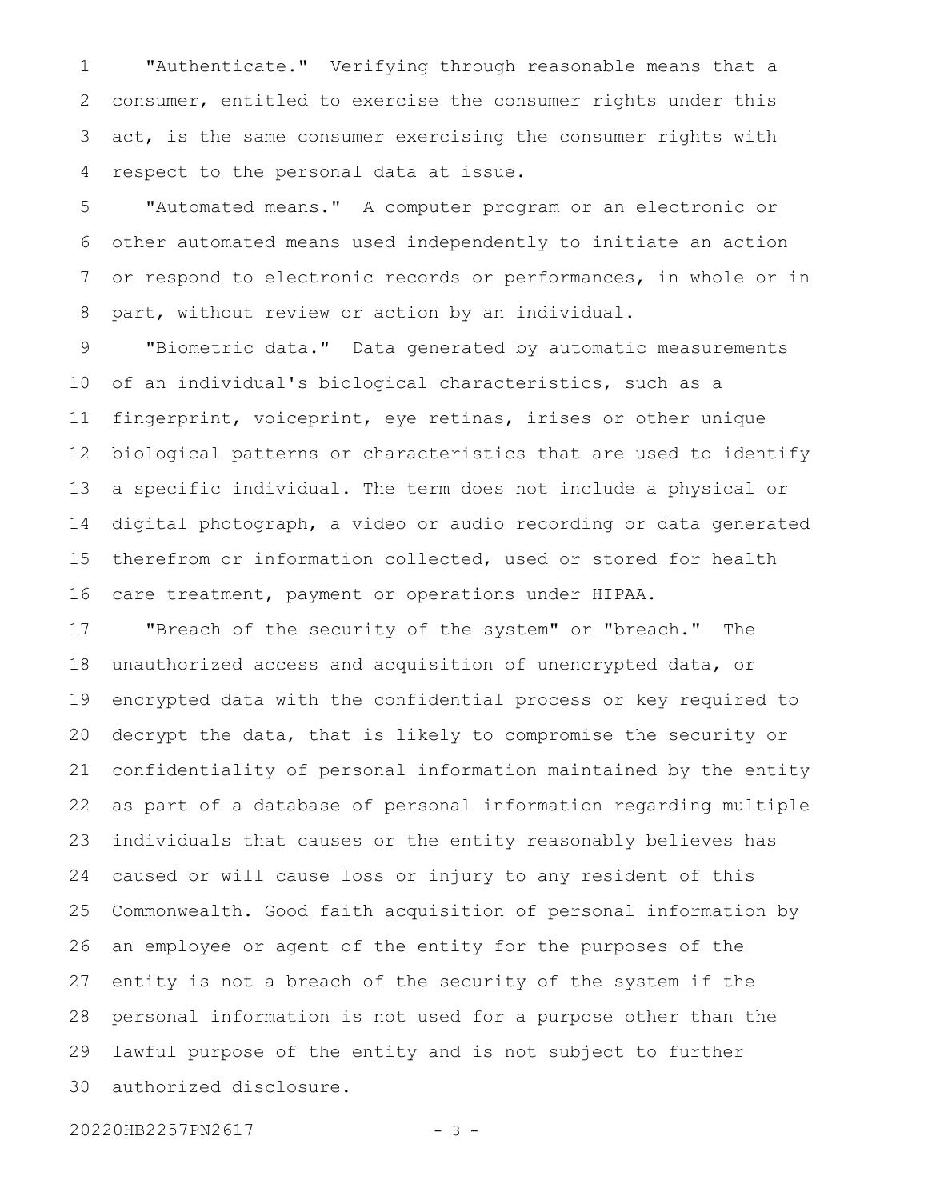"Authenticate." Verifying through reasonable means that a consumer, entitled to exercise the consumer rights under this act, is the same consumer exercising the consumer rights with respect to the personal data at issue.

"Automated means." A computer program or an electronic or other automated means used independently to initiate an action or respond to electronic records or performances, in whole or in part, without review or action by an individual.

"Biometric data." Data generated by automatic measurements of an individual's biological characteristics, such as a fingerprint, voiceprint, eye retinas, irises or other unique biological patterns or characteristics that are used to identify a specific individual. The term does not include a physical or digital photograph, a video or audio recording or data generated therefrom or information collected, used or stored for health care treatment, payment or operations under HIPAA.

"Breach of the security of the system" or "breach." The unauthorized access and acquisition of unencrypted data, or encrypted data with the confidential process or key required to decrypt the data, that is likely to compromise the security or confidentiality of personal information maintained by the entity as part of a database of personal information regarding multiple individuals that causes or the entity reasonably believes has caused or will cause loss or injury to any resident of this Commonwealth. Good faith acquisition of personal information by an employee or agent of the entity for the purposes of the entity is not a breach of the security of the system if the personal information is not used for a purpose other than the lawful purpose of the entity and is not subject to further authorized disclosure.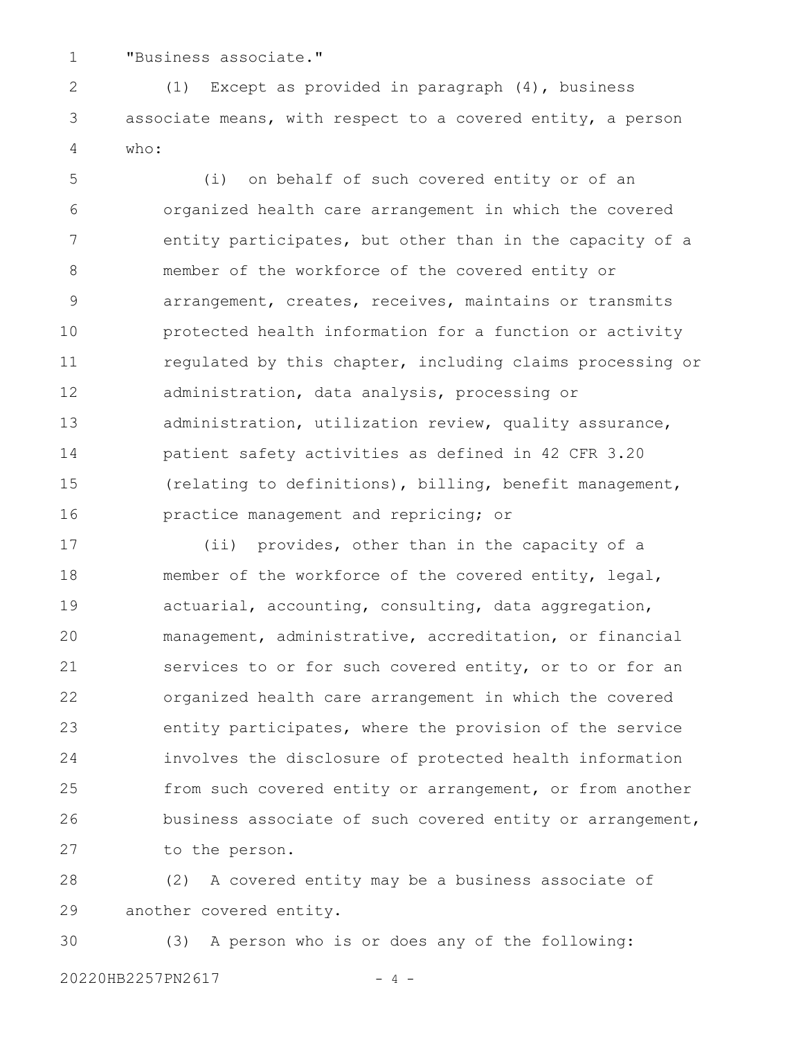"Business associate."

(1) Except as provided in paragraph (4), business associate means, with respect to a covered entity, a person who:

(i) on behalf of such covered entity or of an organized health care arrangement in which the covered entity participates, but other than in the capacity of a member of the workforce of the covered entity or arrangement, creates, receives, maintains or transmits protected health information for a function or activity regulated by this chapter, including claims processing or administration, data analysis, processing or administration, utilization review, quality assurance, patient safety activities as defined in 42 CFR 3.20 (relating to definitions), billing, benefit management, practice management and repricing; or

(ii) provides, other than in the capacity of a member of the workforce of the covered entity, legal, actuarial, accounting, consulting, data aggregation, management, administrative, accreditation, or financial services to or for such covered entity, or to or for an organized health care arrangement in which the covered entity participates, where the provision of the service involves the disclosure of protected health information from such covered entity or arrangement, or from another business associate of such covered entity or arrangement, to the person.

(2) A covered entity may be a business associate of another covered entity.

(3) A person who is or does any of the following: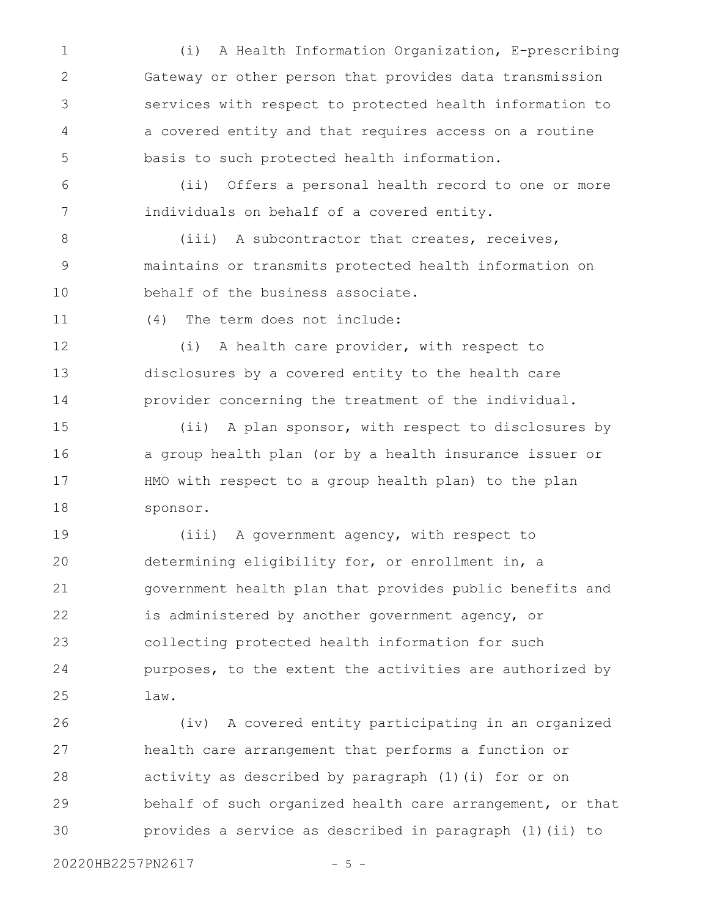(i) A Health Information Organization, E-prescribing Gateway or other person that provides data transmission services with respect to protected health information to a covered entity and that requires access on a routine basis to such protected health information.

(ii) Offers a personal health record to one or more individuals on behalf of a covered entity.

(iii) A subcontractor that creates, receives, maintains or transmits protected health information on behalf of the business associate.

(4) The term does not include:

(i) A health care provider, with respect to disclosures by a covered entity to the health care provider concerning the treatment of the individual.

(ii) A plan sponsor, with respect to disclosures by a group health plan (or by a health insurance issuer or HMO with respect to a group health plan) to the plan sponsor.

(iii) A government agency, with respect to determining eligibility for, or enrollment in, a government health plan that provides public benefits and is administered by another government agency, or collecting protected health information for such purposes, to the extent the activities are authorized by law.

(iv) A covered entity participating in an organized health care arrangement that performs a function or activity as described by paragraph (1)(i) for or on behalf of such organized health care arrangement, or that provides a service as described in paragraph (1)(ii) to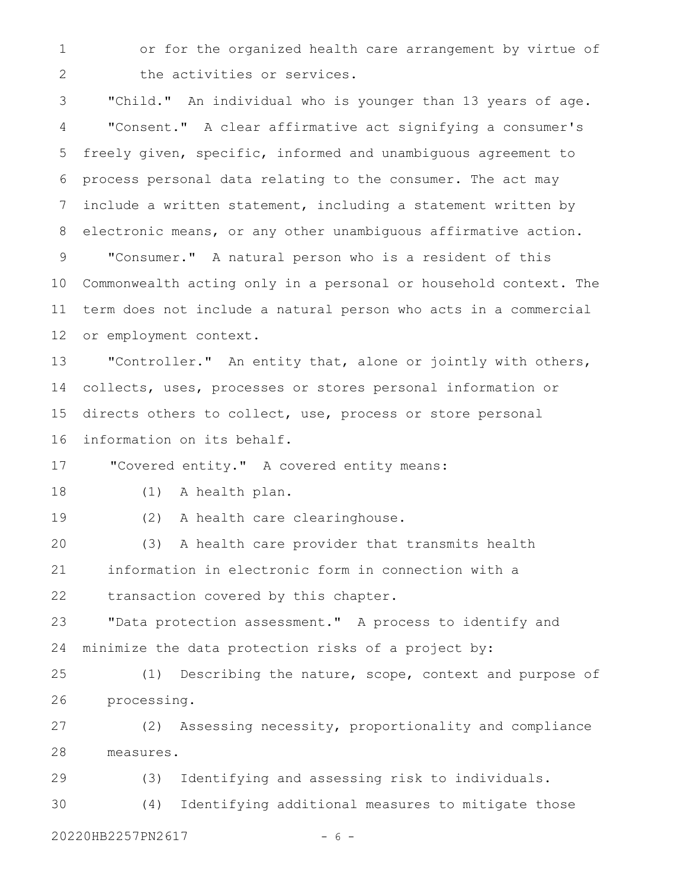or for the organized health care arrangement by virtue of the activities or services.

"Child." An individual who is younger than 13 years of age.

"Consent." A clear affirmative act signifying a consumer's freely given, specific, informed and unambiguous agreement to process personal data relating to the consumer. The act may include a written statement, including a statement written by electronic means, or any other unambiguous affirmative action.

"Consumer." A natural person who is a resident of this Commonwealth acting only in a personal or household context. The term does not include a natural person who acts in a commercial or employment context.

"Controller." An entity that, alone or jointly with others, collects, uses, processes or stores personal information or directs others to collect, use, process or store personal information on its behalf.

"Covered entity." A covered entity means:

(1) A health plan.

(2) A health care clearinghouse.

(3) A health care provider that transmits health information in electronic form in connection with a transaction covered by this chapter.

"Data protection assessment." A process to identify and minimize the data protection risks of a project by:

(1) Describing the nature, scope, context and purpose of processing.

(2) Assessing necessity, proportionality and compliance measures.

(3) Identifying and assessing risk to individuals.

(4) Identifying additional measures to mitigate those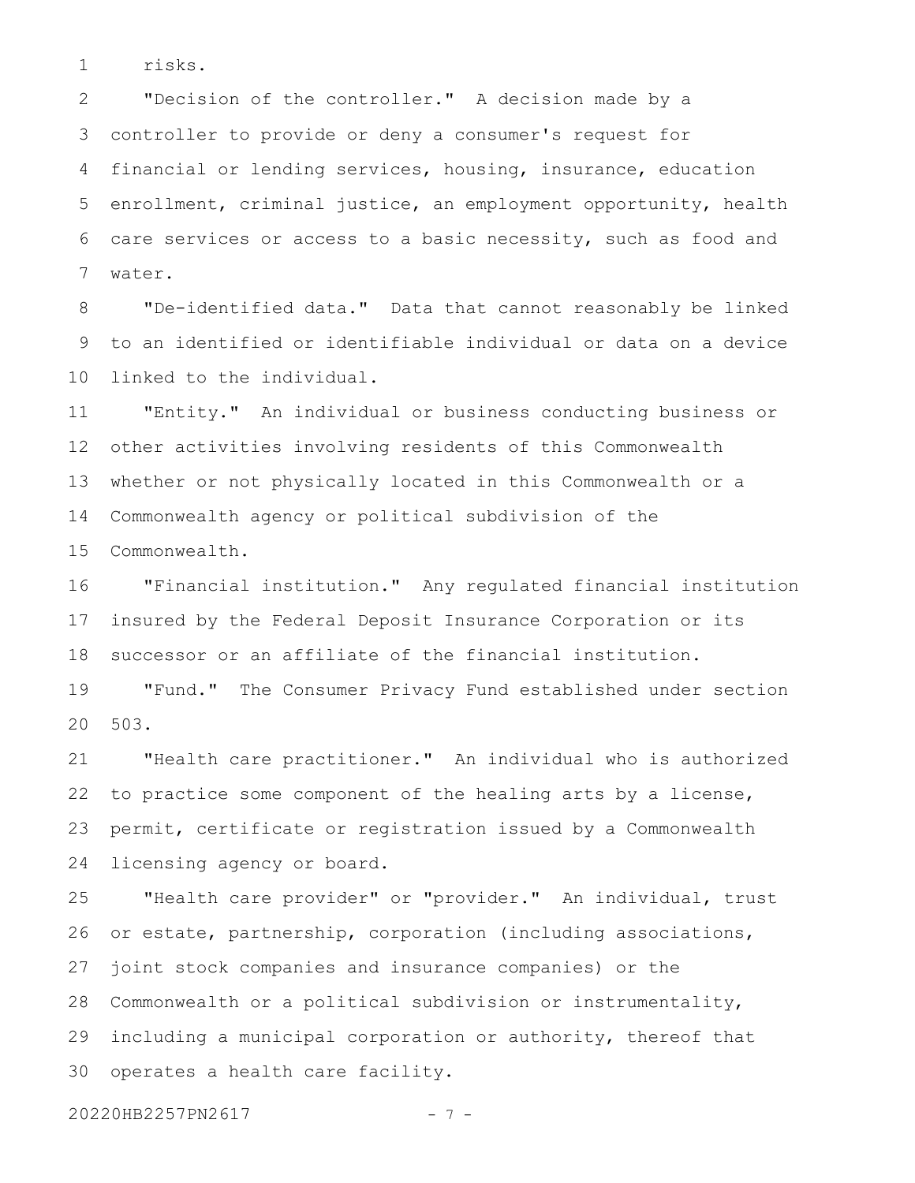risks.

"Decision of the controller." A decision made by a controller to provide or deny a consumer's request for financial or lending services, housing, insurance, education enrollment, criminal justice, an employment opportunity, health care services or access to a basic necessity, such as food and water.

"De-identified data." Data that cannot reasonably be linked to an identified or identifiable individual or data on a device linked to the individual.

"Entity." An individual or business conducting business or other activities involving residents of this Commonwealth whether or not physically located in this Commonwealth or a Commonwealth agency or political subdivision of the Commonwealth.

"Financial institution." Any regulated financial institution insured by the Federal Deposit Insurance Corporation or its successor or an affiliate of the financial institution.

"Fund." The Consumer Privacy Fund established under section 503.

"Health care practitioner." An individual who is authorized to practice some component of the healing arts by a license, permit, certificate or registration issued by a Commonwealth licensing agency or board.

"Health care provider" or "provider." An individual, trust or estate, partnership, corporation (including associations, joint stock companies and insurance companies) or the Commonwealth or a political subdivision or instrumentality, including a municipal corporation or authority, thereof that operates a health care facility.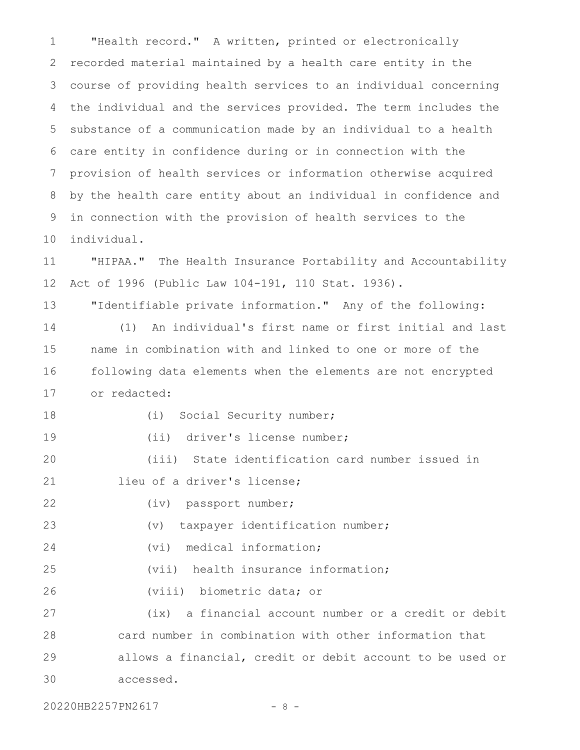"Health record." A written, printed or electronically recorded material maintained by a health care entity in the course of providing health services to an individual concerning the individual and the services provided. The term includes the substance of a communication made by an individual to a health care entity in confidence during or in connection with the provision of health services or information otherwise acquired by the health care entity about an individual in confidence and in connection with the provision of health services to the individual.

"HIPAA." The Health Insurance Portability and Accountability Act of 1996 (Public Law 104-191, 110 Stat. 1936).

"Identifiable private information." Any of the following:

(1) An individual's first name or first initial and last name in combination with and linked to one or more of the following data elements when the elements are not encrypted or redacted:

(i) Social Security number;

(ii) driver's license number;

(iii) State identification card number issued in lieu of a driver's license;

(iv) passport number;

(v) taxpayer identification number;

(vi) medical information;

(vii) health insurance information;

(viii) biometric data; or

(ix) a financial account number or a credit or debit card number in combination with other information that allows a financial, credit or debit account to be used or accessed.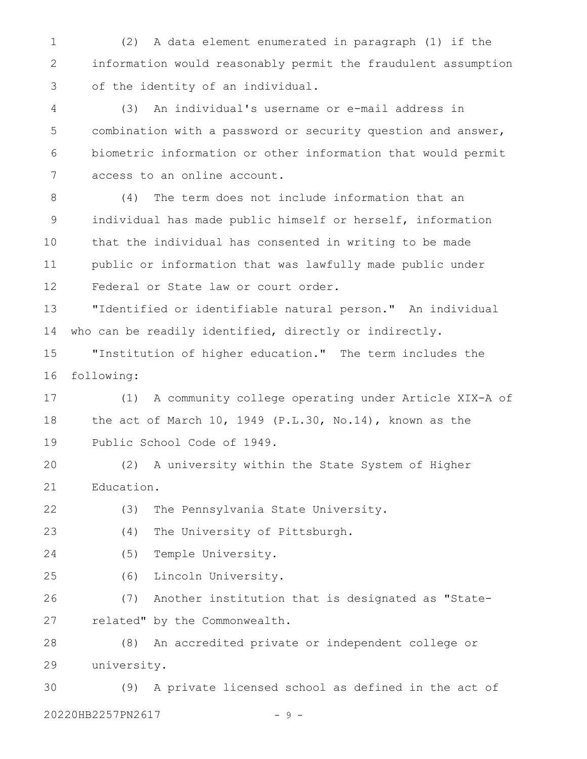(2) A data element enumerated in paragraph (1) if the information would reasonably permit the fraudulent assumption of the identity of an individual.

(3) An individual's username or e-mail address in combination with a password or security question and answer, biometric information or other information that would permit access to an online account.

(4) The term does not include information that an individual has made public himself or herself, information that the individual has consented in writing to be made public or information that was lawfully made public under Federal or State law or court order.

"Identified or identifiable natural person." An individual who can be readily identified, directly or indirectly.

"Institution of higher education." The term includes the following:

(1) A community college operating under Article XIX-A of the act of March 10, 1949 (P.L.30, No.14), known as the Public School Code of 1949.

(2) A university within the State System of Higher Education.

(3) The Pennsylvania State University.

(4) The University of Pittsburgh.

(5) Temple University.

(6) Lincoln University.

(7) Another institution that is designated as "State-related" by the Commonwealth.

(8) An accredited private or independent college or university.

(9) A private licensed school as defined in the act of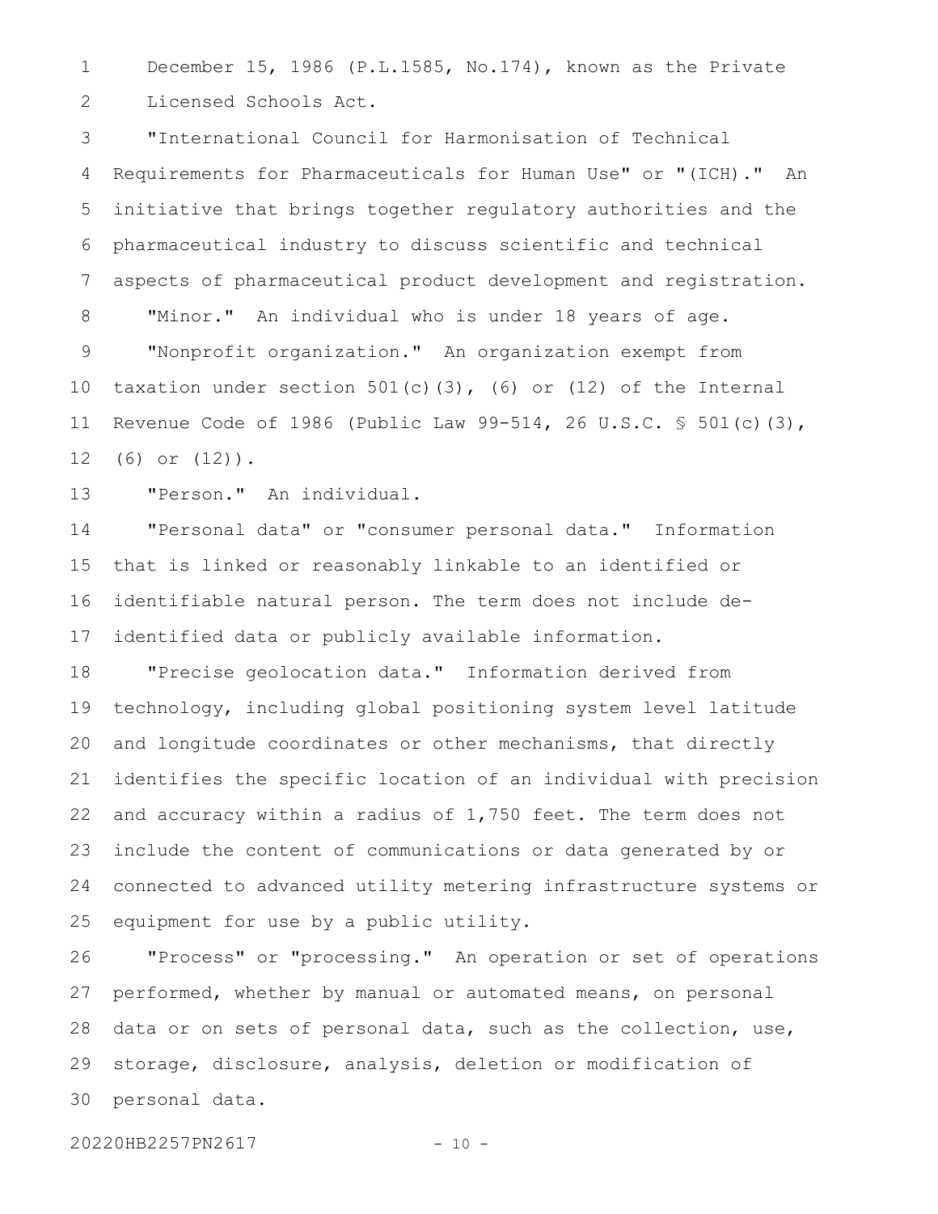December 15, 1986 (P.L.1585, No.174), known as the Private Licensed Schools Act.

"International Council for Harmonisation of Technical Requirements for Pharmaceuticals for Human Use" or "(ICH)." An initiative that brings together regulatory authorities and the pharmaceutical industry to discuss scientific and technical aspects of pharmaceutical product development and registration.

"Minor." An individual who is under 18 years of age.

"Nonprofit organization." An organization exempt from taxation under section 501(c)(3), (6) or (12) of the Internal Revenue Code of 1986 (Public Law 99-514, 26 U.S.C. § 501(c)(3), (6) or (12)).

"Person." An individual.

"Personal data" or "consumer personal data." Information that is linked or reasonably linkable to an identified or identifiable natural person. The term does not include de-identified data or publicly available information.

"Precise geolocation data." Information derived from technology, including global positioning system level latitude and longitude coordinates or other mechanisms, that directly identifies the specific location of an individual with precision and accuracy within a radius of 1,750 feet. The term does not include the content of communications or data generated by or connected to advanced utility metering infrastructure systems or equipment for use by a public utility.

"Process" or "processing." An operation or set of operations performed, whether by manual or automated means, on personal data or on sets of personal data, such as the collection, use, storage, disclosure, analysis, deletion or modification of personal data.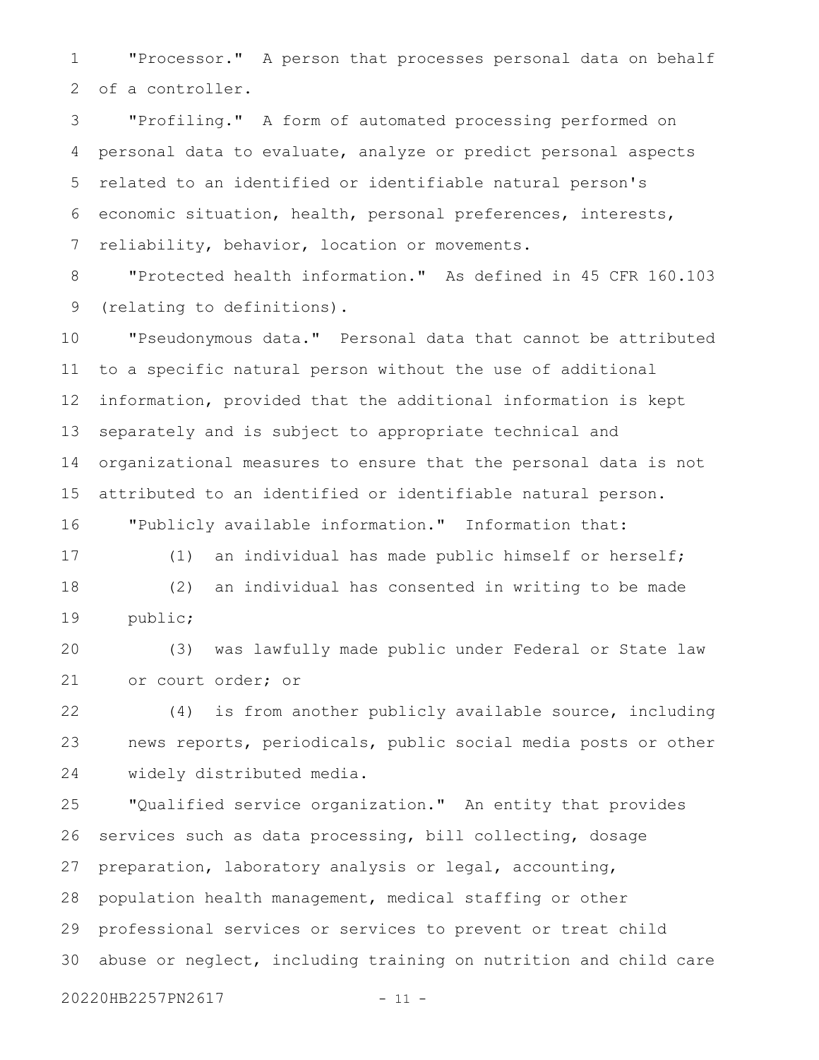"Processor." A person that processes personal data on behalf of a controller.

"Profiling." A form of automated processing performed on personal data to evaluate, analyze or predict personal aspects related to an identified or identifiable natural person's economic situation, health, personal preferences, interests, reliability, behavior, location or movements.

"Protected health information." As defined in 45 CFR 160.103 (relating to definitions).

"Pseudonymous data." Personal data that cannot be attributed to a specific natural person without the use of additional information, provided that the additional information is kept separately and is subject to appropriate technical and organizational measures to ensure that the personal data is not attributed to an identified or identifiable natural person.

"Publicly available information." Information that:

(1) an individual has made public himself or herself;

(2) an individual has consented in writing to be made public;

(3) was lawfully made public under Federal or State law or court order; or

(4) is from another publicly available source, including news reports, periodicals, public social media posts or other widely distributed media.

"Qualified service organization." An entity that provides services such as data processing, bill collecting, dosage preparation, laboratory analysis or legal, accounting, population health management, medical staffing or other professional services or services to prevent or treat child abuse or neglect, including training on nutrition and child care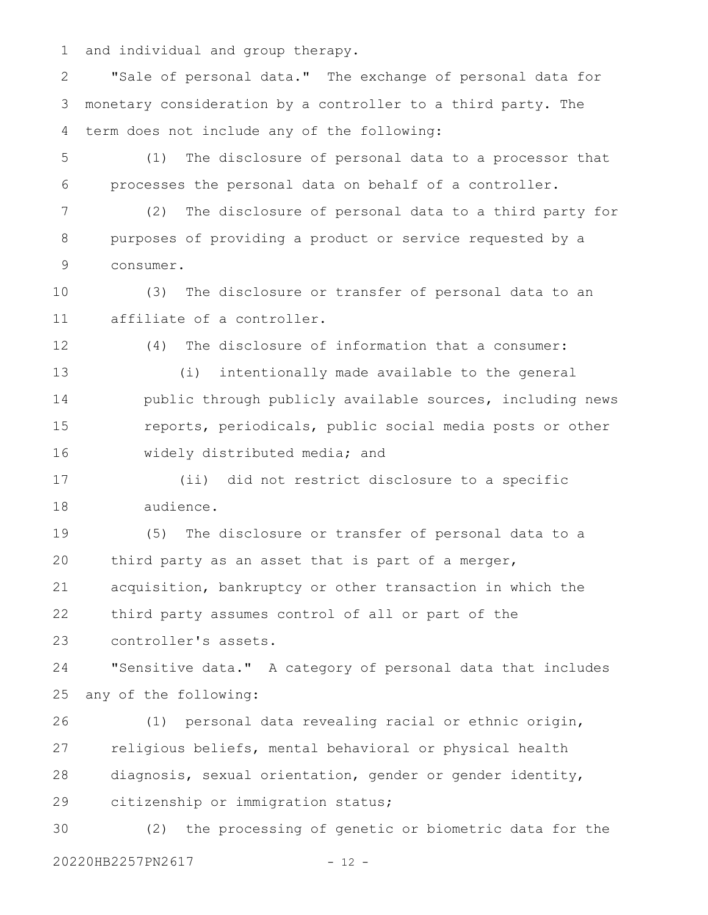and individual and group therapy.

"Sale of personal data." The exchange of personal data for monetary consideration by a controller to a third party. The term does not include any of the following:

(1) The disclosure of personal data to a processor that processes the personal data on behalf of a controller.

(2) The disclosure of personal data to a third party for purposes of providing a product or service requested by a consumer.

(3) The disclosure or transfer of personal data to an affiliate of a controller.

(4) The disclosure of information that a consumer:

(i) intentionally made available to the general public through publicly available sources, including news reports, periodicals, public social media posts or other widely distributed media; and

(ii) did not restrict disclosure to a specific audience.

(5) The disclosure or transfer of personal data to a third party as an asset that is part of a merger, acquisition, bankruptcy or other transaction in which the third party assumes control of all or part of the controller's assets.

"Sensitive data." A category of personal data that includes any of the following:

(1) personal data revealing racial or ethnic origin, religious beliefs, mental behavioral or physical health diagnosis, sexual orientation, gender or gender identity, citizenship or immigration status;

(2) the processing of genetic or biometric data for the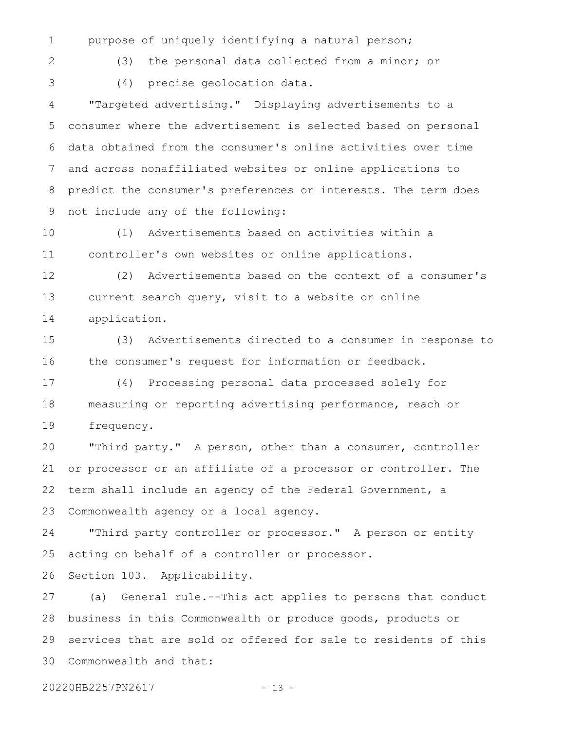purpose of uniquely identifying a natural person;

(3) the personal data collected from a minor; or

(4) precise geolocation data.

"Targeted advertising." Displaying advertisements to a consumer where the advertisement is selected based on personal data obtained from the consumer's online activities over time and across nonaffiliated websites or online applications to predict the consumer's preferences or interests. The term does not include any of the following:

(1) Advertisements based on activities within a controller's own websites or online applications.

(2) Advertisements based on the context of a consumer's current search query, visit to a website or online application.

(3) Advertisements directed to a consumer in response to the consumer's request for information or feedback.

(4) Processing personal data processed solely for measuring or reporting advertising performance, reach or frequency.

"Third party." A person, other than a consumer, controller or processor or an affiliate of a processor or controller. The term shall include an agency of the Federal Government, a Commonwealth agency or a local agency.

"Third party controller or processor." A person or entity acting on behalf of a controller or processor.

Section 103. Applicability.

(a) General rule.--This act applies to persons that conduct business in this Commonwealth or produce goods, products or services that are sold or offered for sale to residents of this Commonwealth and that: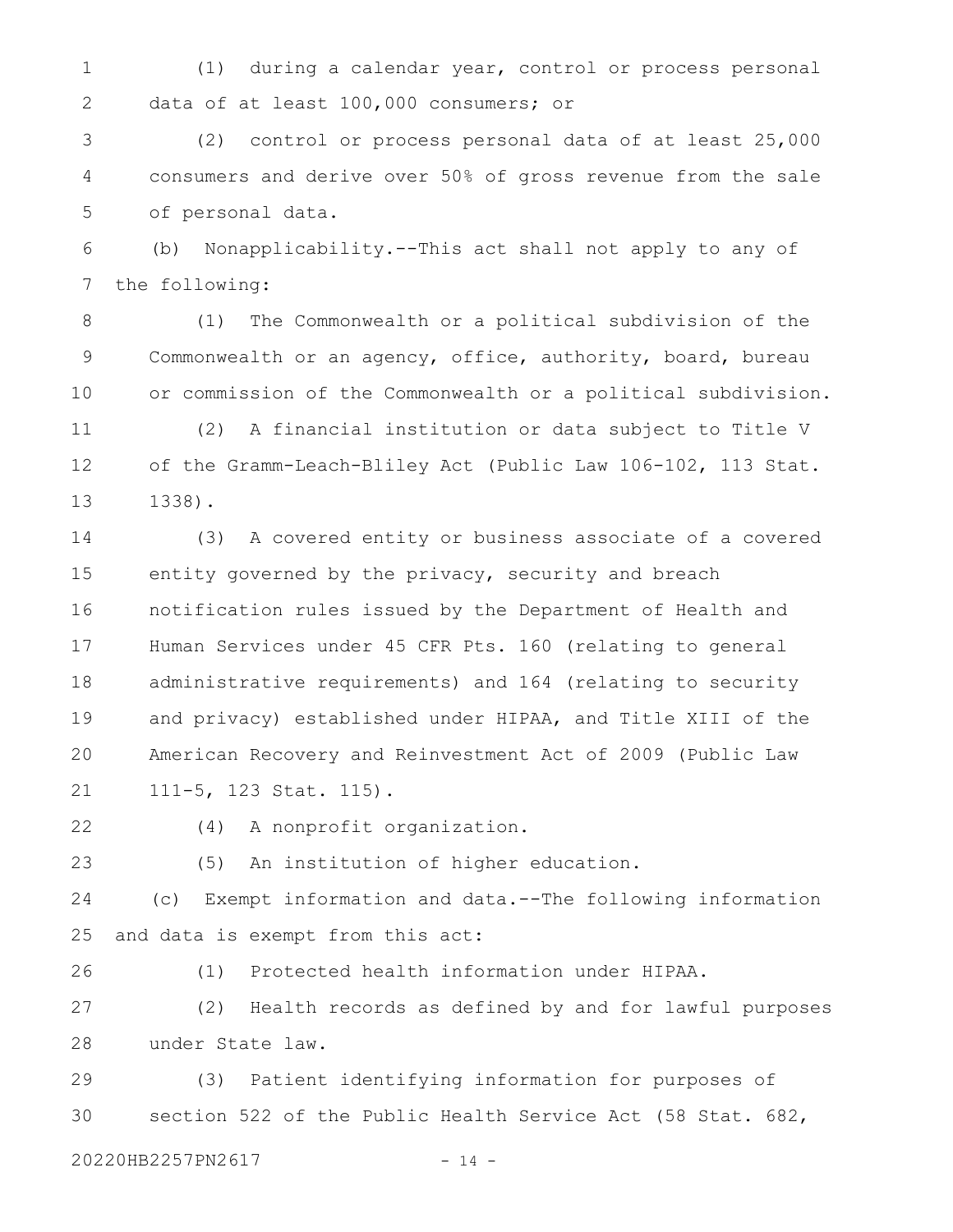(1) during a calendar year, control or process personal data of at least 100,000 consumers; or

(2) control or process personal data of at least 25,000 consumers and derive over 50% of gross revenue from the sale of personal data.

(b) Nonapplicability.--This act shall not apply to any of the following:

(1) The Commonwealth or a political subdivision of the Commonwealth or an agency, office, authority, board, bureau or commission of the Commonwealth or a political subdivision.

(2) A financial institution or data subject to Title V of the Gramm-Leach-Bliley Act (Public Law 106-102, 113 Stat. 1338).

(3) A covered entity or business associate of a covered entity governed by the privacy, security and breach notification rules issued by the Department of Health and Human Services under 45 CFR Pts. 160 (relating to general administrative requirements) and 164 (relating to security and privacy) established under HIPAA, and Title XIII of the American Recovery and Reinvestment Act of 2009 (Public Law 111-5, 123 Stat. 115).

(4) A nonprofit organization.

(5) An institution of higher education.

(c) Exempt information and data.--The following information and data is exempt from this act:

(1) Protected health information under HIPAA.

(2) Health records as defined by and for lawful purposes under State law.

(3) Patient identifying information for purposes of section 522 of the Public Health Service Act (58 Stat. 682,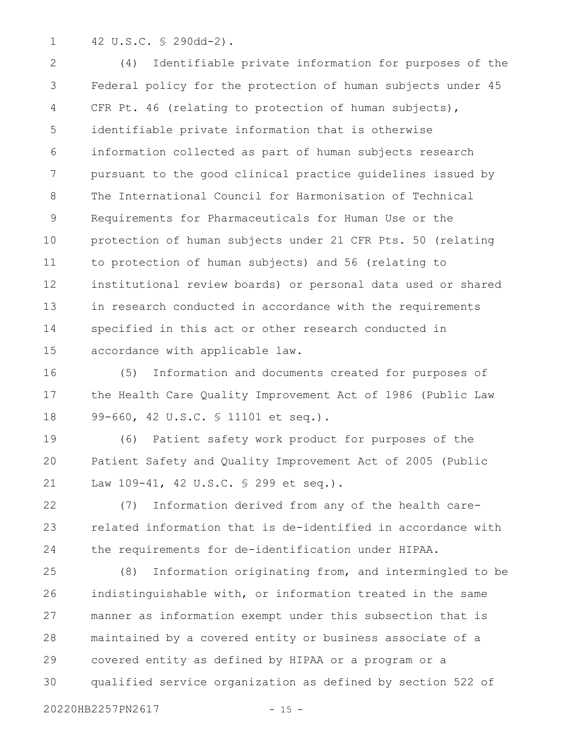42 U.S.C. § 290dd-2).

(4) Identifiable private information for purposes of the Federal policy for the protection of human subjects under 45 CFR Pt. 46 (relating to protection of human subjects), identifiable private information that is otherwise information collected as part of human subjects research pursuant to the good clinical practice guidelines issued by The International Council for Harmonisation of Technical Requirements for Pharmaceuticals for Human Use or the protection of human subjects under 21 CFR Pts. 50 (relating to protection of human subjects) and 56 (relating to institutional review boards) or personal data used or shared in research conducted in accordance with the requirements specified in this act or other research conducted in accordance with applicable law.

(5) Information and documents created for purposes of the Health Care Quality Improvement Act of 1986 (Public Law 99-660, 42 U.S.C. § 11101 et seq.).

(6) Patient safety work product for purposes of the Patient Safety and Quality Improvement Act of 2005 (Public Law 109-41, 42 U.S.C. § 299 et seq.).

(7) Information derived from any of the health care-related information that is de-identified in accordance with the requirements for de-identification under HIPAA.

(8) Information originating from, and intermingled to be indistinguishable with, or information treated in the same manner as information exempt under this subsection that is maintained by a covered entity or business associate of a covered entity as defined by HIPAA or a program or a qualified service organization as defined by section 522 of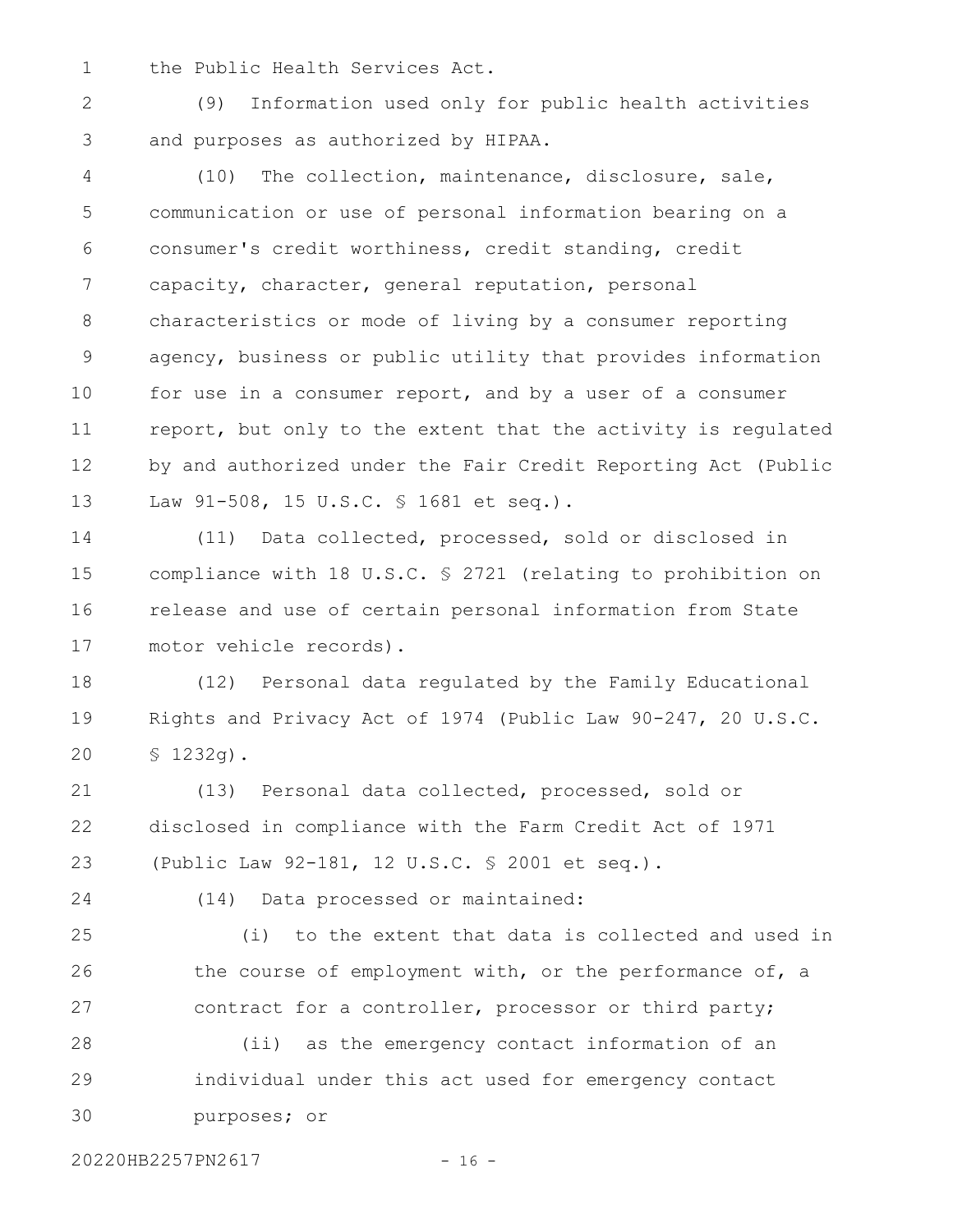the Public Health Services Act.

(9) Information used only for public health activities and purposes as authorized by HIPAA.

(10) The collection, maintenance, disclosure, sale, communication or use of personal information bearing on a consumer's credit worthiness, credit standing, credit capacity, character, general reputation, personal characteristics or mode of living by a consumer reporting agency, business or public utility that provides information for use in a consumer report, and by a user of a consumer report, but only to the extent that the activity is regulated by and authorized under the Fair Credit Reporting Act (Public Law 91-508, 15 U.S.C. § 1681 et seq.).

(11) Data collected, processed, sold or disclosed in compliance with 18 U.S.C. § 2721 (relating to prohibition on release and use of certain personal information from State motor vehicle records).

(12) Personal data regulated by the Family Educational Rights and Privacy Act of 1974 (Public Law 90-247, 20 U.S.C. § 1232g).

(13) Personal data collected, processed, sold or disclosed in compliance with the Farm Credit Act of 1971 (Public Law 92-181, 12 U.S.C. § 2001 et seq.).

(14) Data processed or maintained:

(i) to the extent that data is collected and used in the course of employment with, or the performance of, a contract for a controller, processor or third party;

(ii) as the emergency contact information of an individual under this act used for emergency contact purposes; or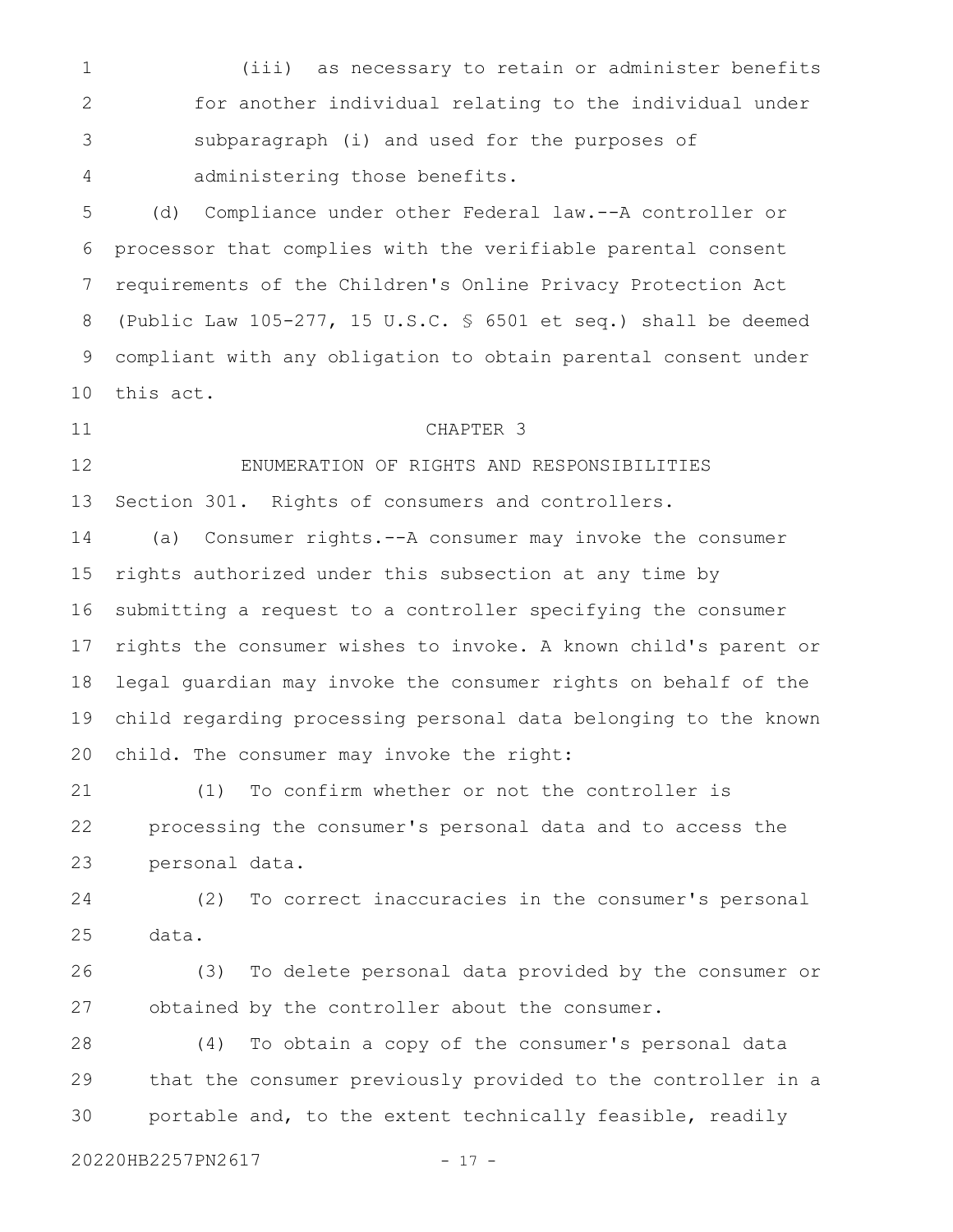(iii) as necessary to retain or administer benefits for another individual relating to the individual under subparagraph (i) and used for the purposes of administering those benefits.

(d) Compliance under other Federal law.--A controller or processor that complies with the verifiable parental consent requirements of the Children's Online Privacy Protection Act (Public Law 105-277, 15 U.S.C. § 6501 et seq.) shall be deemed compliant with any obligation to obtain parental consent under this act.

## CHAPTER 3

## ENUMERATION OF RIGHTS AND RESPONSIBILITIES

Section 301. Rights of consumers and controllers.

(a) Consumer rights.--A consumer may invoke the consumer rights authorized under this subsection at any time by submitting a request to a controller specifying the consumer rights the consumer wishes to invoke. A known child's parent or legal guardian may invoke the consumer rights on behalf of the child regarding processing personal data belonging to the known child. The consumer may invoke the right:

(1) To confirm whether or not the controller is processing the consumer's personal data and to access the personal data.

(2) To correct inaccuracies in the consumer's personal data.

(3) To delete personal data provided by the consumer or obtained by the controller about the consumer.

(4) To obtain a copy of the consumer's personal data that the consumer previously provided to the controller in a portable and, to the extent technically feasible, readily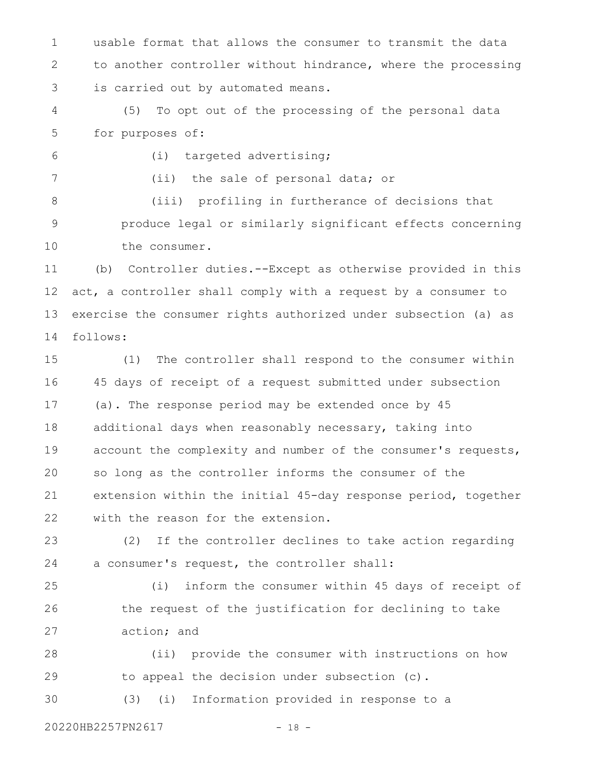usable format that allows the consumer to transmit the data to another controller without hindrance, where the processing is carried out by automated means.

(5) To opt out of the processing of the personal data for purposes of:

(i) targeted advertising;

(ii) the sale of personal data; or

(iii) profiling in furtherance of decisions that produce legal or similarly significant effects concerning the consumer.

(b) Controller duties.--Except as otherwise provided in this act, a controller shall comply with a request by a consumer to exercise the consumer rights authorized under subsection (a) as follows:

(1) The controller shall respond to the consumer within 45 days of receipt of a request submitted under subsection (a). The response period may be extended once by 45 additional days when reasonably necessary, taking into account the complexity and number of the consumer's requests, so long as the controller informs the consumer of the extension within the initial 45-day response period, together with the reason for the extension.

(2) If the controller declines to take action regarding a consumer's request, the controller shall:

(i) inform the consumer within 45 days of receipt of the request of the justification for declining to take action; and

(ii) provide the consumer with instructions on how to appeal the decision under subsection (c).

(3) (i) Information provided in response to a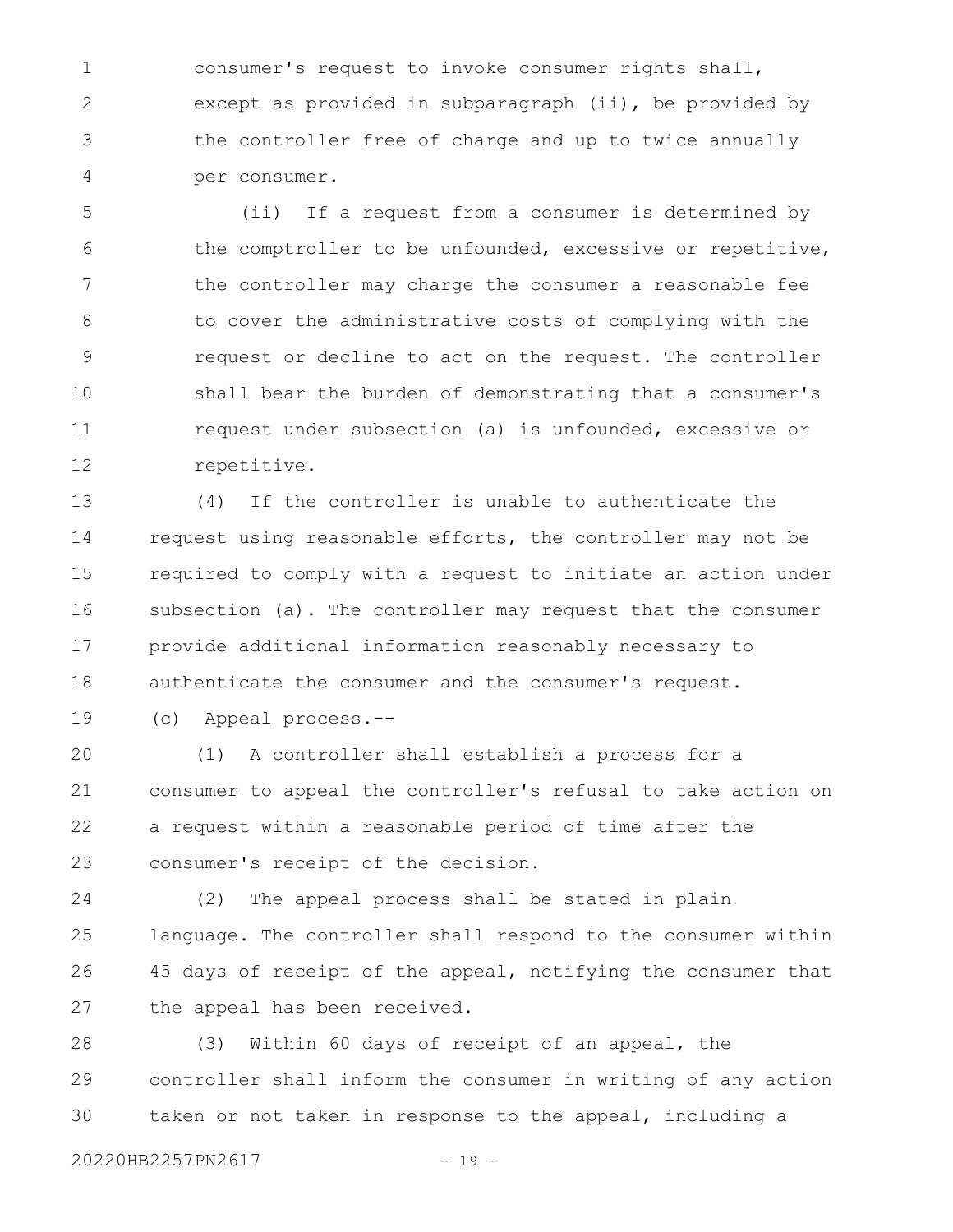consumer's request to invoke consumer rights shall, except as provided in subparagraph (ii), be provided by the controller free of charge and up to twice annually per consumer.

(ii) If a request from a consumer is determined by the comptroller to be unfounded, excessive or repetitive, the controller may charge the consumer a reasonable fee to cover the administrative costs of complying with the request or decline to act on the request. The controller shall bear the burden of demonstrating that a consumer's request under subsection (a) is unfounded, excessive or repetitive.

(4) If the controller is unable to authenticate the request using reasonable efforts, the controller may not be required to comply with a request to initiate an action under subsection (a). The controller may request that the consumer provide additional information reasonably necessary to authenticate the consumer and the consumer's request.

(c) Appeal process.--

(1) A controller shall establish a process for a consumer to appeal the controller's refusal to take action on a request within a reasonable period of time after the consumer's receipt of the decision.

(2) The appeal process shall be stated in plain language. The controller shall respond to the consumer within 45 days of receipt of the appeal, notifying the consumer that the appeal has been received.

(3) Within 60 days of receipt of an appeal, the controller shall inform the consumer in writing of any action taken or not taken in response to the appeal, including a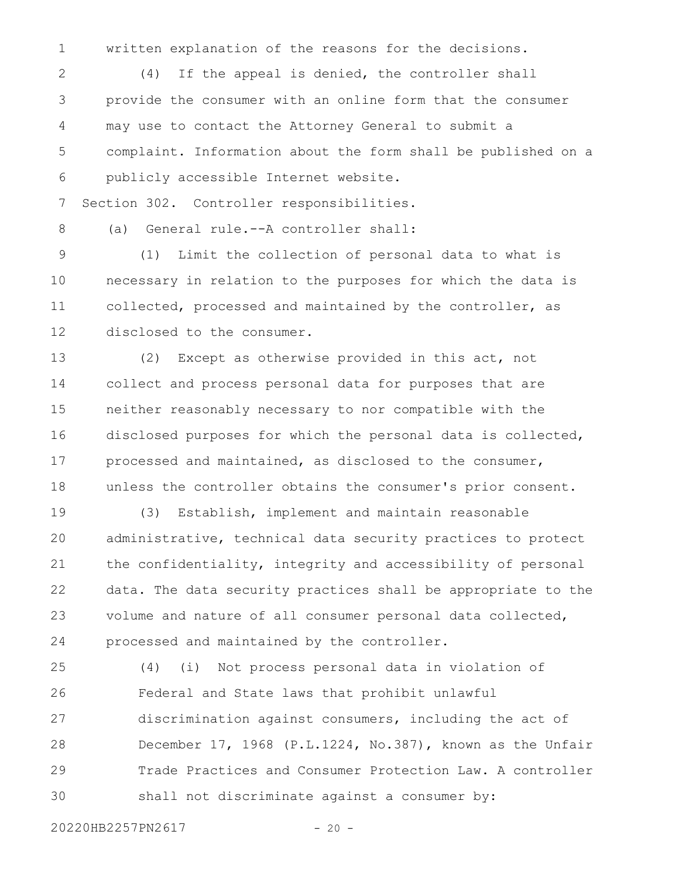written explanation of the reasons for the decisions.

(4) If the appeal is denied, the controller shall provide the consumer with an online form that the consumer may use to contact the Attorney General to submit a complaint. Information about the form shall be published on a publicly accessible Internet website.

Section 302. Controller responsibilities.

(a) General rule.--A controller shall:

(1) Limit the collection of personal data to what is necessary in relation to the purposes for which the data is collected, processed and maintained by the controller, as disclosed to the consumer.

(2) Except as otherwise provided in this act, not collect and process personal data for purposes that are neither reasonably necessary to nor compatible with the disclosed purposes for which the personal data is collected, processed and maintained, as disclosed to the consumer, unless the controller obtains the consumer's prior consent.

(3) Establish, implement and maintain reasonable administrative, technical data security practices to protect the confidentiality, integrity and accessibility of personal data. The data security practices shall be appropriate to the volume and nature of all consumer personal data collected, processed and maintained by the controller.

(4) (i) Not process personal data in violation of Federal and State laws that prohibit unlawful discrimination against consumers, including the act of December 17, 1968 (P.L.1224, No.387), known as the Unfair Trade Practices and Consumer Protection Law. A controller shall not discriminate against a consumer by: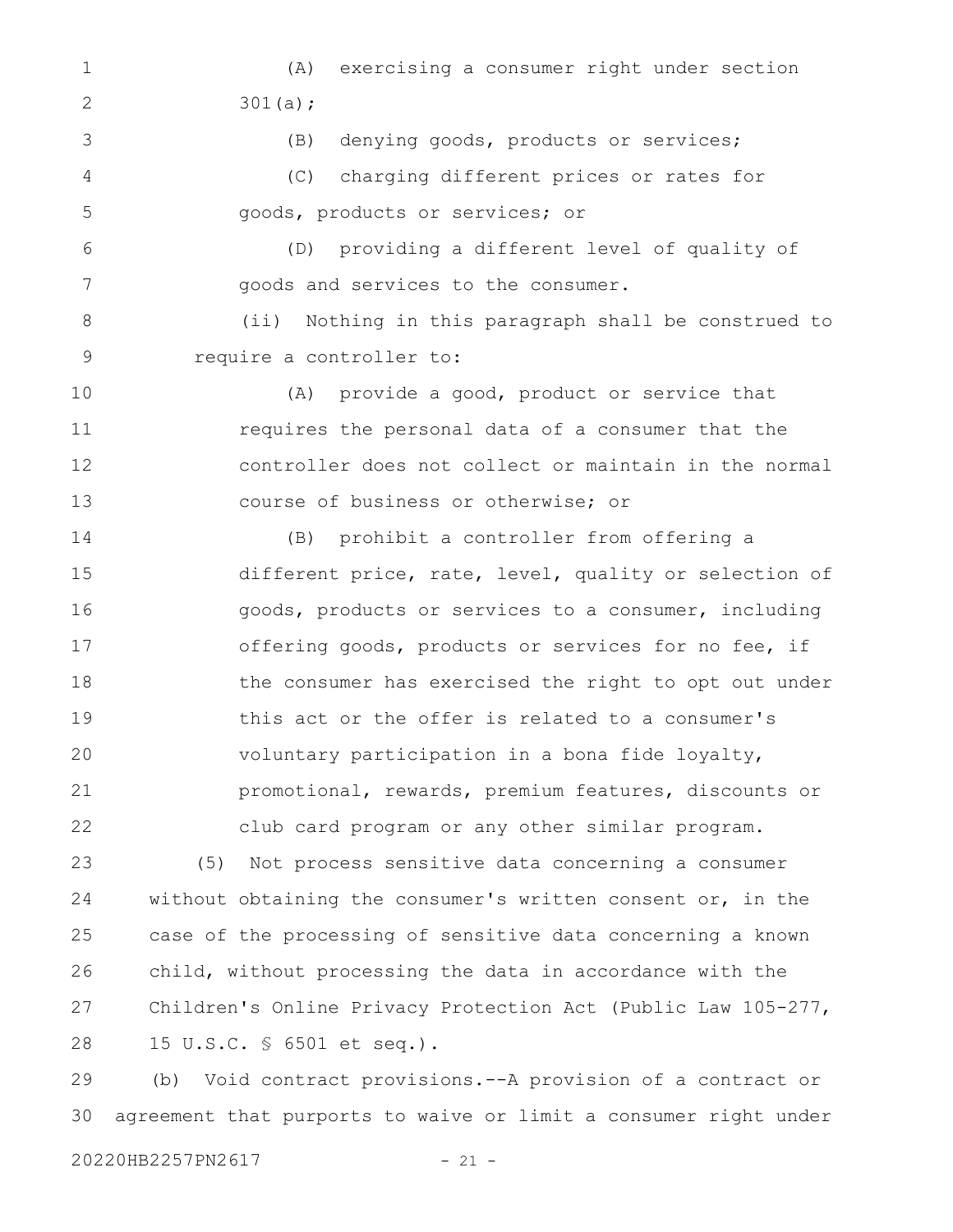(A) exercising a consumer right under section 301(a);

(B) denying goods, products or services;

(C) charging different prices or rates for goods, products or services; or

(D) providing a different level of quality of goods and services to the consumer.

(ii) Nothing in this paragraph shall be construed to require a controller to:

(A) provide a good, product or service that requires the personal data of a consumer that the controller does not collect or maintain in the normal course of business or otherwise; or

(B) prohibit a controller from offering a different price, rate, level, quality or selection of goods, products or services to a consumer, including offering goods, products or services for no fee, if the consumer has exercised the right to opt out under this act or the offer is related to a consumer's voluntary participation in a bona fide loyalty, promotional, rewards, premium features, discounts or club card program or any other similar program.

(5) Not process sensitive data concerning a consumer without obtaining the consumer's written consent or, in the case of the processing of sensitive data concerning a known child, without processing the data in accordance with the Children's Online Privacy Protection Act (Public Law 105-277, 15 U.S.C. § 6501 et seq.).

(b) Void contract provisions.--A provision of a contract or agreement that purports to waive or limit a consumer right under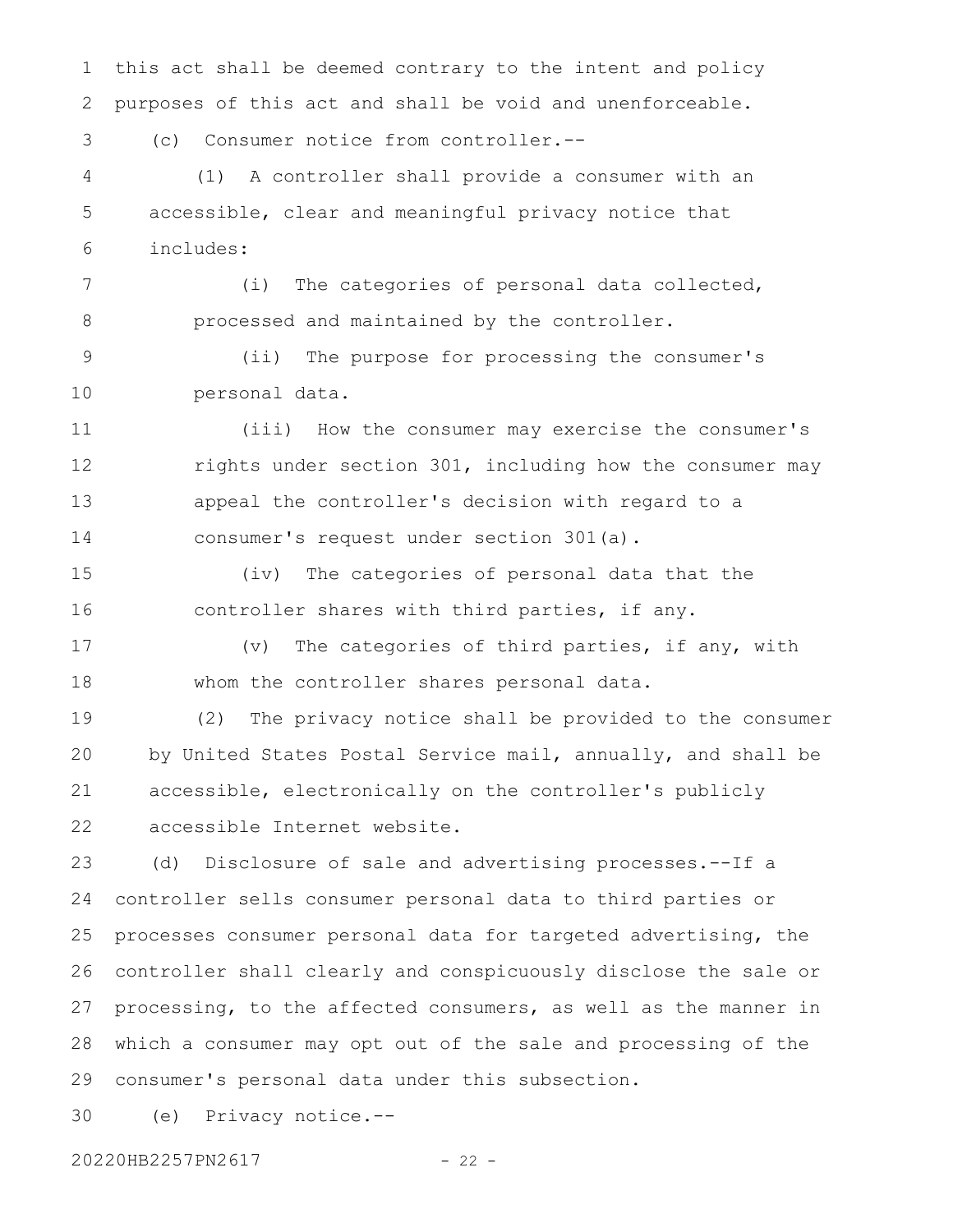this act shall be deemed contrary to the intent and policy purposes of this act and shall be void and unenforceable.

(c) Consumer notice from controller.--

(1) A controller shall provide a consumer with an accessible, clear and meaningful privacy notice that includes:

(i) The categories of personal data collected, processed and maintained by the controller.

(ii) The purpose for processing the consumer's personal data.

(iii) How the consumer may exercise the consumer's rights under section 301, including how the consumer may appeal the controller's decision with regard to a consumer's request under section 301(a).

(iv) The categories of personal data that the controller shares with third parties, if any.

(v) The categories of third parties, if any, with whom the controller shares personal data.

(2) The privacy notice shall be provided to the consumer by United States Postal Service mail, annually, and shall be accessible, electronically on the controller's publicly accessible Internet website.

(d) Disclosure of sale and advertising processes.--If a controller sells consumer personal data to third parties or processes consumer personal data for targeted advertising, the controller shall clearly and conspicuously disclose the sale or processing, to the affected consumers, as well as the manner in which a consumer may opt out of the sale and processing of the consumer's personal data under this subsection.

(e) Privacy notice.--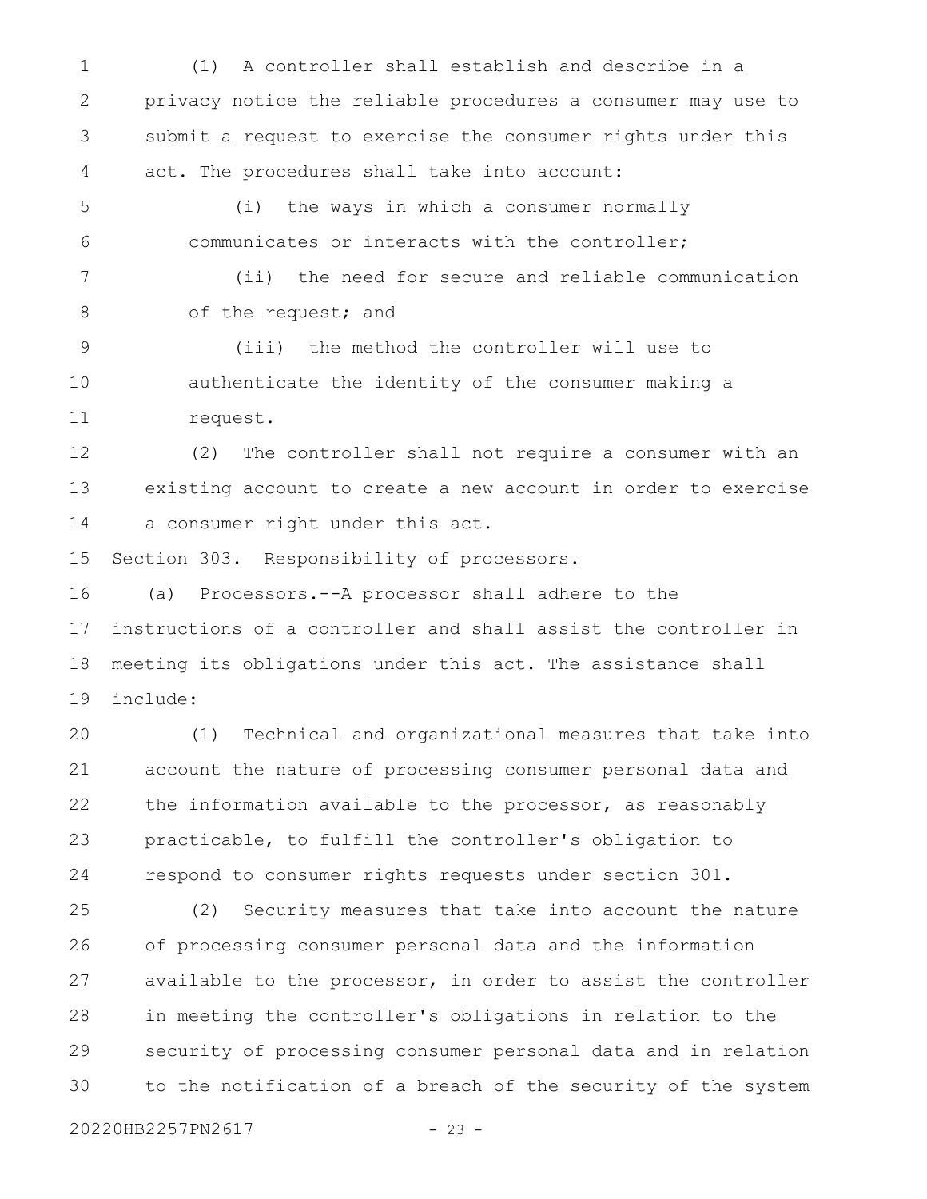(1) A controller shall establish and describe in a privacy notice the reliable procedures a consumer may use to submit a request to exercise the consumer rights under this act. The procedures shall take into account:

(i) the ways in which a consumer normally communicates or interacts with the controller;

(ii) the need for secure and reliable communication of the request; and

(iii) the method the controller will use to authenticate the identity of the consumer making a request.

(2) The controller shall not require a consumer with an existing account to create a new account in order to exercise a consumer right under this act.

Section 303. Responsibility of processors.

(a) Processors.--A processor shall adhere to the instructions of a controller and shall assist the controller in meeting its obligations under this act. The assistance shall include:

(1) Technical and organizational measures that take into account the nature of processing consumer personal data and the information available to the processor, as reasonably practicable, to fulfill the controller's obligation to respond to consumer rights requests under section 301.

(2) Security measures that take into account the nature of processing consumer personal data and the information available to the processor, in order to assist the controller in meeting the controller's obligations in relation to the security of processing consumer personal data and in relation to the notification of a breach of the security of the system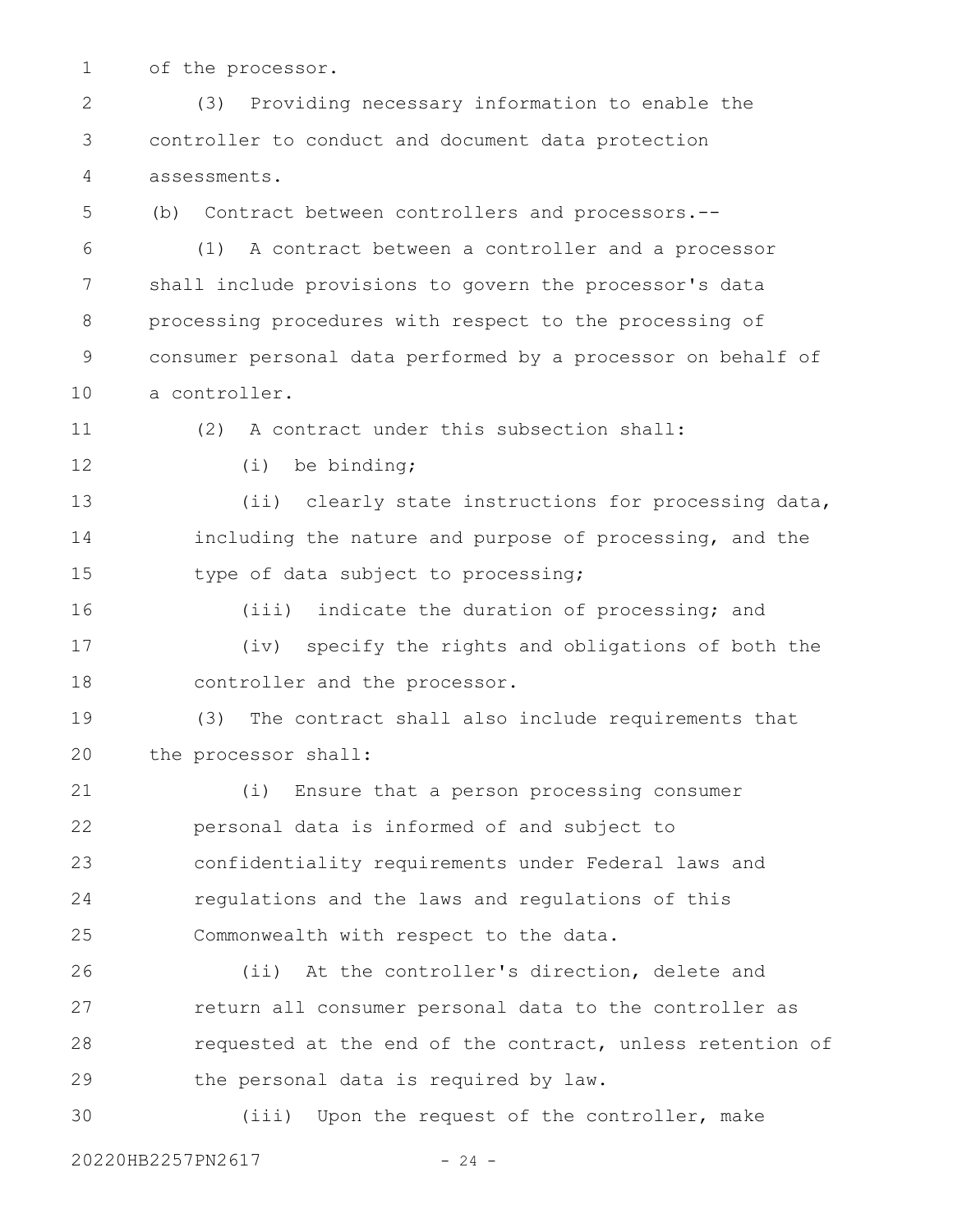of the processor.

(3) Providing necessary information to enable the controller to conduct and document data protection assessments.

(b) Contract between controllers and processors.--

(1) A contract between a controller and a processor shall include provisions to govern the processor's data processing procedures with respect to the processing of consumer personal data performed by a processor on behalf of a controller.

(2) A contract under this subsection shall:

(i) be binding;

(ii) clearly state instructions for processing data, including the nature and purpose of processing, and the type of data subject to processing;

(iii) indicate the duration of processing; and

(iv) specify the rights and obligations of both the controller and the processor.

(3) The contract shall also include requirements that the processor shall:

(i) Ensure that a person processing consumer personal data is informed of and subject to confidentiality requirements under Federal laws and regulations and the laws and regulations of this Commonwealth with respect to the data.

(ii) At the controller's direction, delete and return all consumer personal data to the controller as requested at the end of the contract, unless retention of the personal data is required by law.

(iii) Upon the request of the controller, make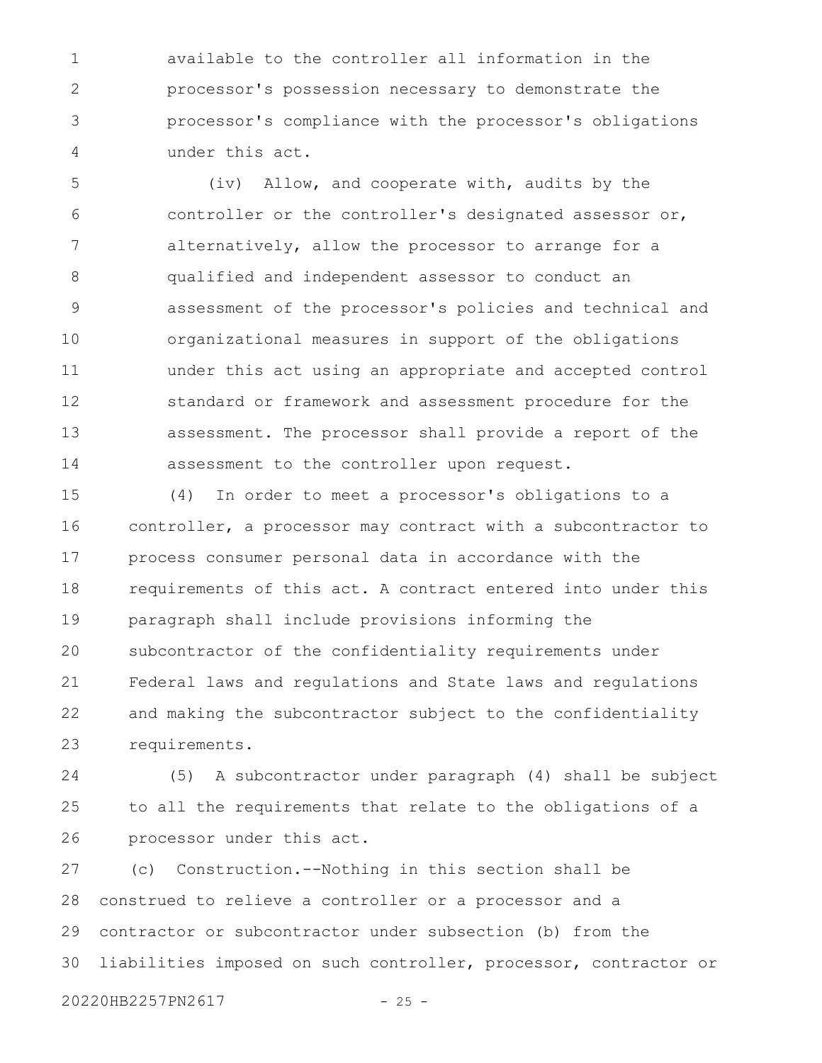available to the controller all information in the processor's possession necessary to demonstrate the processor's compliance with the processor's obligations under this act.

(iv) Allow, and cooperate with, audits by the controller or the controller's designated assessor or, alternatively, allow the processor to arrange for a qualified and independent assessor to conduct an assessment of the processor's policies and technical and organizational measures in support of the obligations under this act using an appropriate and accepted control standard or framework and assessment procedure for the assessment. The processor shall provide a report of the assessment to the controller upon request.

(4) In order to meet a processor's obligations to a controller, a processor may contract with a subcontractor to process consumer personal data in accordance with the requirements of this act. A contract entered into under this paragraph shall include provisions informing the subcontractor of the confidentiality requirements under Federal laws and regulations and State laws and regulations and making the subcontractor subject to the confidentiality requirements.

(5) A subcontractor under paragraph (4) shall be subject to all the requirements that relate to the obligations of a processor under this act.

(c) Construction.--Nothing in this section shall be construed to relieve a controller or a processor and a contractor or subcontractor under subsection (b) from the liabilities imposed on such controller, processor, contractor or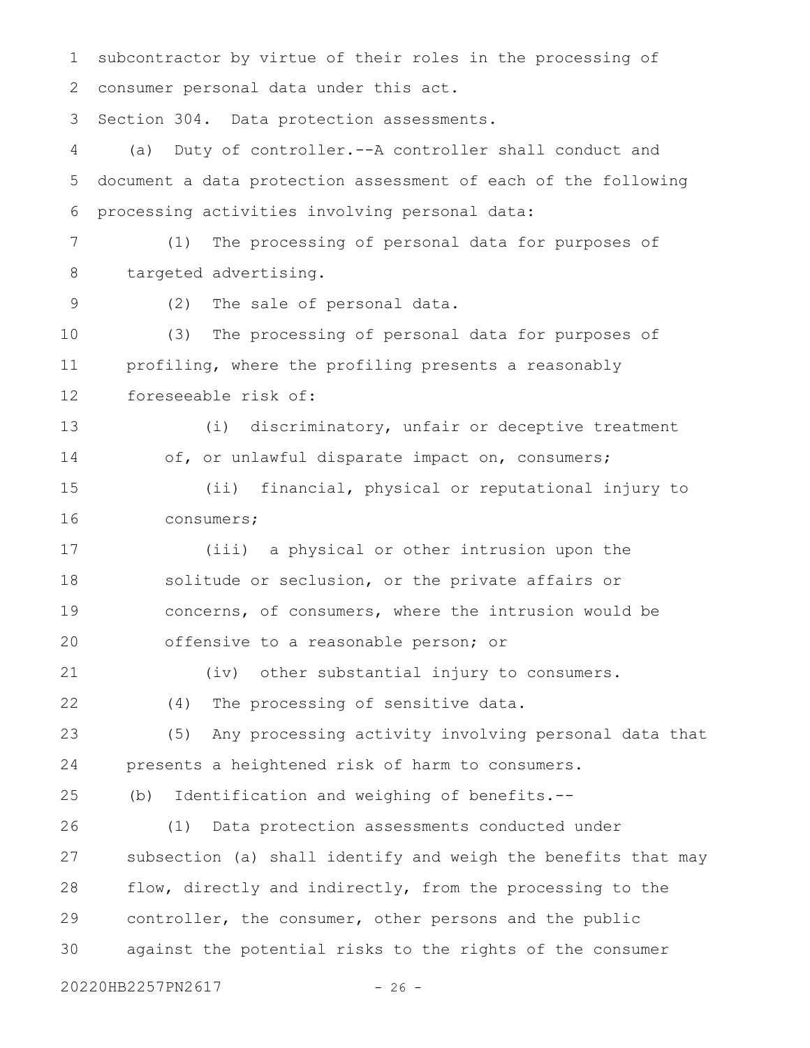subcontractor by virtue of their roles in the processing of consumer personal data under this act.

Section 304. Data protection assessments.

(a) Duty of controller.--A controller shall conduct and document a data protection assessment of each of the following processing activities involving personal data:

(1) The processing of personal data for purposes of targeted advertising.

(2) The sale of personal data.

(3) The processing of personal data for purposes of profiling, where the profiling presents a reasonably foreseeable risk of:

(i) discriminatory, unfair or deceptive treatment of, or unlawful disparate impact on, consumers;

(ii) financial, physical or reputational injury to consumers;

(iii) a physical or other intrusion upon the solitude or seclusion, or the private affairs or concerns, of consumers, where the intrusion would be offensive to a reasonable person; or

(iv) other substantial injury to consumers.

(4) The processing of sensitive data.

(5) Any processing activity involving personal data that presents a heightened risk of harm to consumers.

(b) Identification and weighing of benefits.--

(1) Data protection assessments conducted under subsection (a) shall identify and weigh the benefits that may flow, directly and indirectly, from the processing to the controller, the consumer, other persons and the public against the potential risks to the rights of the consumer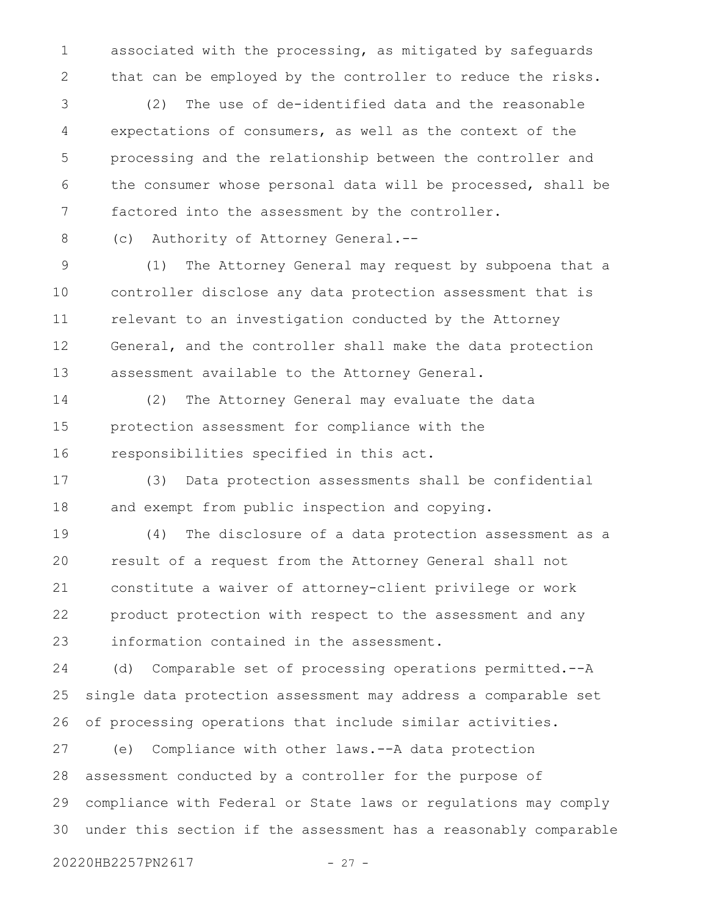associated with the processing, as mitigated by safeguards that can be employed by the controller to reduce the risks.

(2) The use of de-identified data and the reasonable expectations of consumers, as well as the context of the processing and the relationship between the controller and the consumer whose personal data will be processed, shall be factored into the assessment by the controller.

(c) Authority of Attorney General.--

(1) The Attorney General may request by subpoena that a controller disclose any data protection assessment that is relevant to an investigation conducted by the Attorney General, and the controller shall make the data protection assessment available to the Attorney General.

(2) The Attorney General may evaluate the data protection assessment for compliance with the responsibilities specified in this act.

(3) Data protection assessments shall be confidential and exempt from public inspection and copying.

(4) The disclosure of a data protection assessment as a result of a request from the Attorney General shall not constitute a waiver of attorney-client privilege or work product protection with respect to the assessment and any information contained in the assessment.

(d) Comparable set of processing operations permitted.--A single data protection assessment may address a comparable set of processing operations that include similar activities.

(e) Compliance with other laws.--A data protection assessment conducted by a controller for the purpose of compliance with Federal or State laws or regulations may comply under this section if the assessment has a reasonably comparable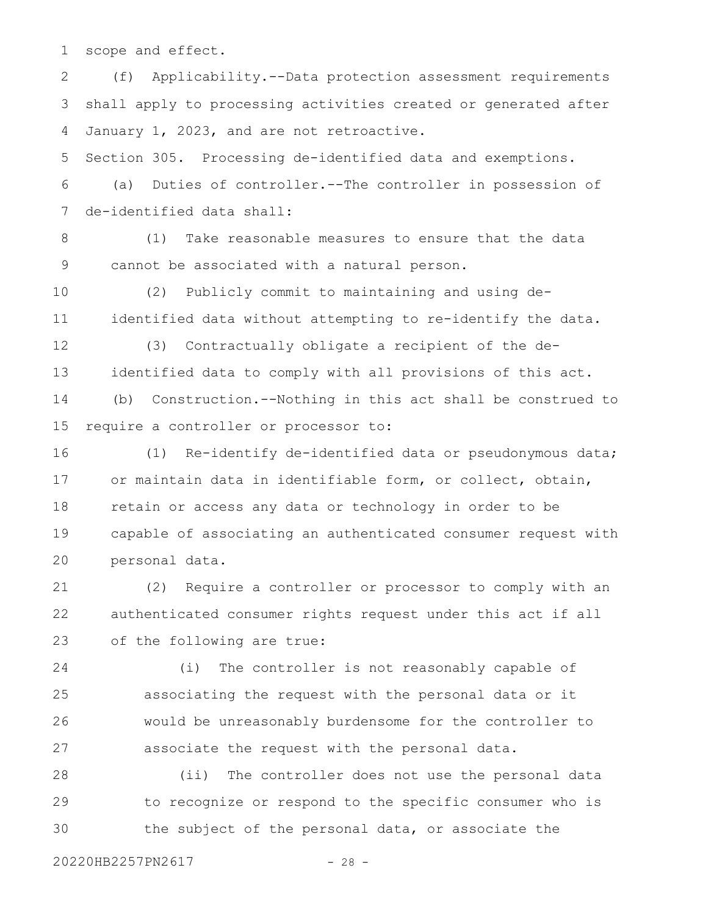scope and effect.

(f) Applicability.--Data protection assessment requirements shall apply to processing activities created or generated after January 1, 2023, and are not retroactive.

Section 305. Processing de-identified data and exemptions.

(a) Duties of controller.--The controller in possession of de-identified data shall:

(1) Take reasonable measures to ensure that the data cannot be associated with a natural person.

(2) Publicly commit to maintaining and using de-identified data without attempting to re-identify the data.

(3) Contractually obligate a recipient of the de-identified data to comply with all provisions of this act.

(b) Construction.--Nothing in this act shall be construed to require a controller or processor to:

(1) Re-identify de-identified data or pseudonymous data; or maintain data in identifiable form, or collect, obtain, retain or access any data or technology in order to be capable of associating an authenticated consumer request with personal data.

(2) Require a controller or processor to comply with an authenticated consumer rights request under this act if all of the following are true:

(i) The controller is not reasonably capable of associating the request with the personal data or it would be unreasonably burdensome for the controller to associate the request with the personal data.

(ii) The controller does not use the personal data to recognize or respond to the specific consumer who is the subject of the personal data, or associate the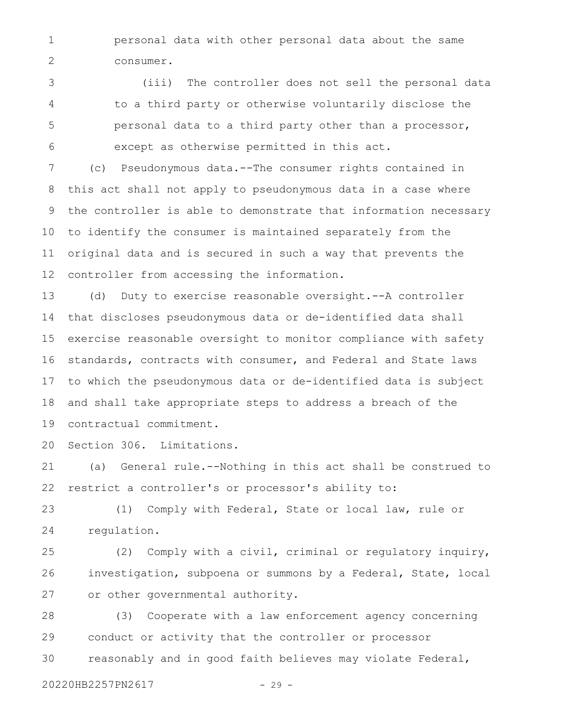personal data with other personal data about the same consumer.

(iii) The controller does not sell the personal data to a third party or otherwise voluntarily disclose the personal data to a third party other than a processor, except as otherwise permitted in this act.

(c) Pseudonymous data.--The consumer rights contained in this act shall not apply to pseudonymous data in a case where the controller is able to demonstrate that information necessary to identify the consumer is maintained separately from the original data and is secured in such a way that prevents the controller from accessing the information.

(d) Duty to exercise reasonable oversight.--A controller that discloses pseudonymous data or de-identified data shall exercise reasonable oversight to monitor compliance with safety standards, contracts with consumer, and Federal and State laws to which the pseudonymous data or de-identified data is subject and shall take appropriate steps to address a breach of the contractual commitment.

Section 306. Limitations.

(a) General rule.--Nothing in this act shall be construed to restrict a controller's or processor's ability to:

(1) Comply with Federal, State or local law, rule or regulation.

(2) Comply with a civil, criminal or regulatory inquiry, investigation, subpoena or summons by a Federal, State, local or other governmental authority.

(3) Cooperate with a law enforcement agency concerning conduct or activity that the controller or processor reasonably and in good faith believes may violate Federal,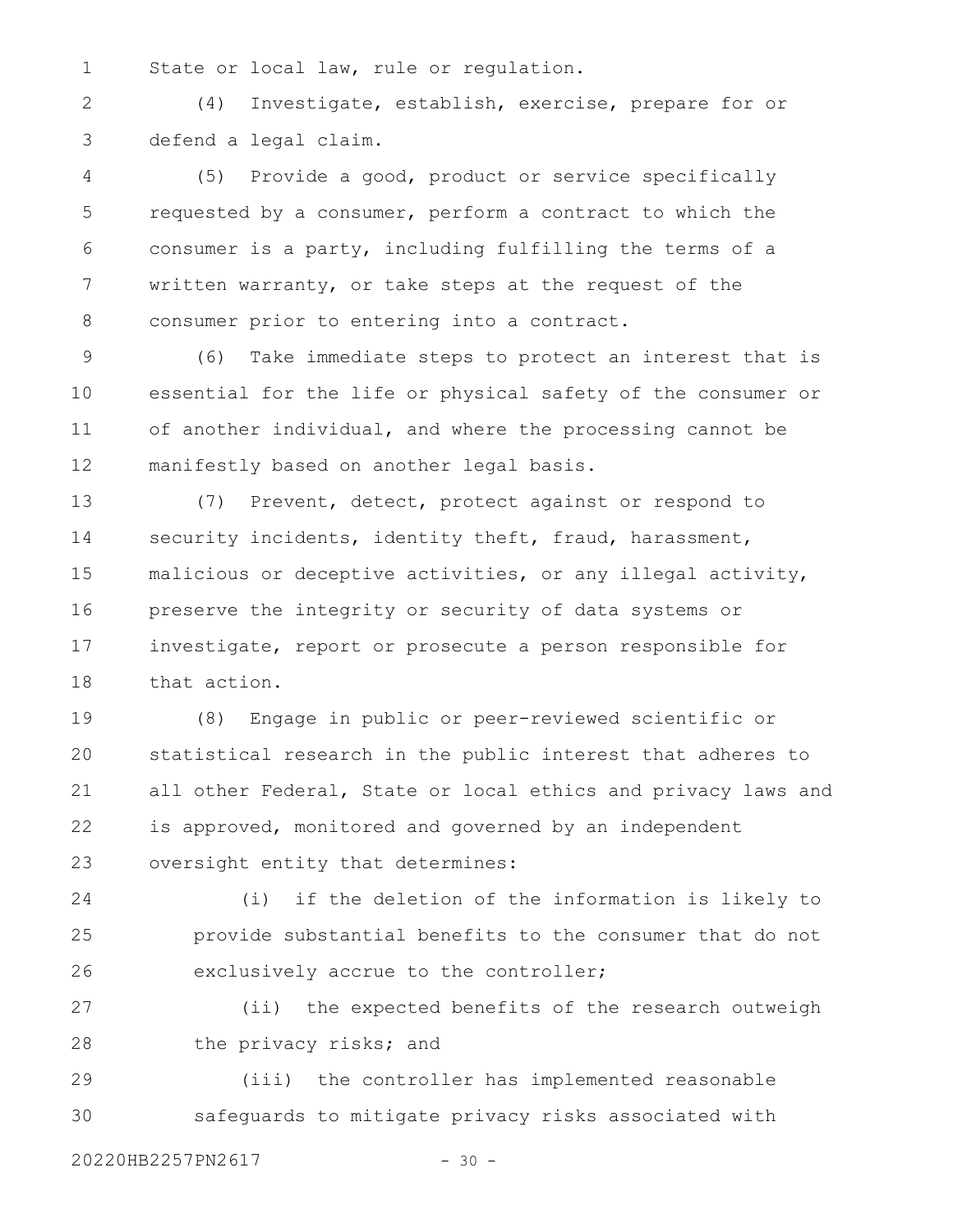State or local law, rule or regulation.

(4) Investigate, establish, exercise, prepare for or defend a legal claim.

(5) Provide a good, product or service specifically requested by a consumer, perform a contract to which the consumer is a party, including fulfilling the terms of a written warranty, or take steps at the request of the consumer prior to entering into a contract.

(6) Take immediate steps to protect an interest that is essential for the life or physical safety of the consumer or of another individual, and where the processing cannot be manifestly based on another legal basis.

(7) Prevent, detect, protect against or respond to security incidents, identity theft, fraud, harassment, malicious or deceptive activities, or any illegal activity, preserve the integrity or security of data systems or investigate, report or prosecute a person responsible for that action.

(8) Engage in public or peer-reviewed scientific or statistical research in the public interest that adheres to all other Federal, State or local ethics and privacy laws and is approved, monitored and governed by an independent oversight entity that determines:

(i) if the deletion of the information is likely to provide substantial benefits to the consumer that do not exclusively accrue to the controller;

(ii) the expected benefits of the research outweigh the privacy risks; and

(iii) the controller has implemented reasonable safeguards to mitigate privacy risks associated with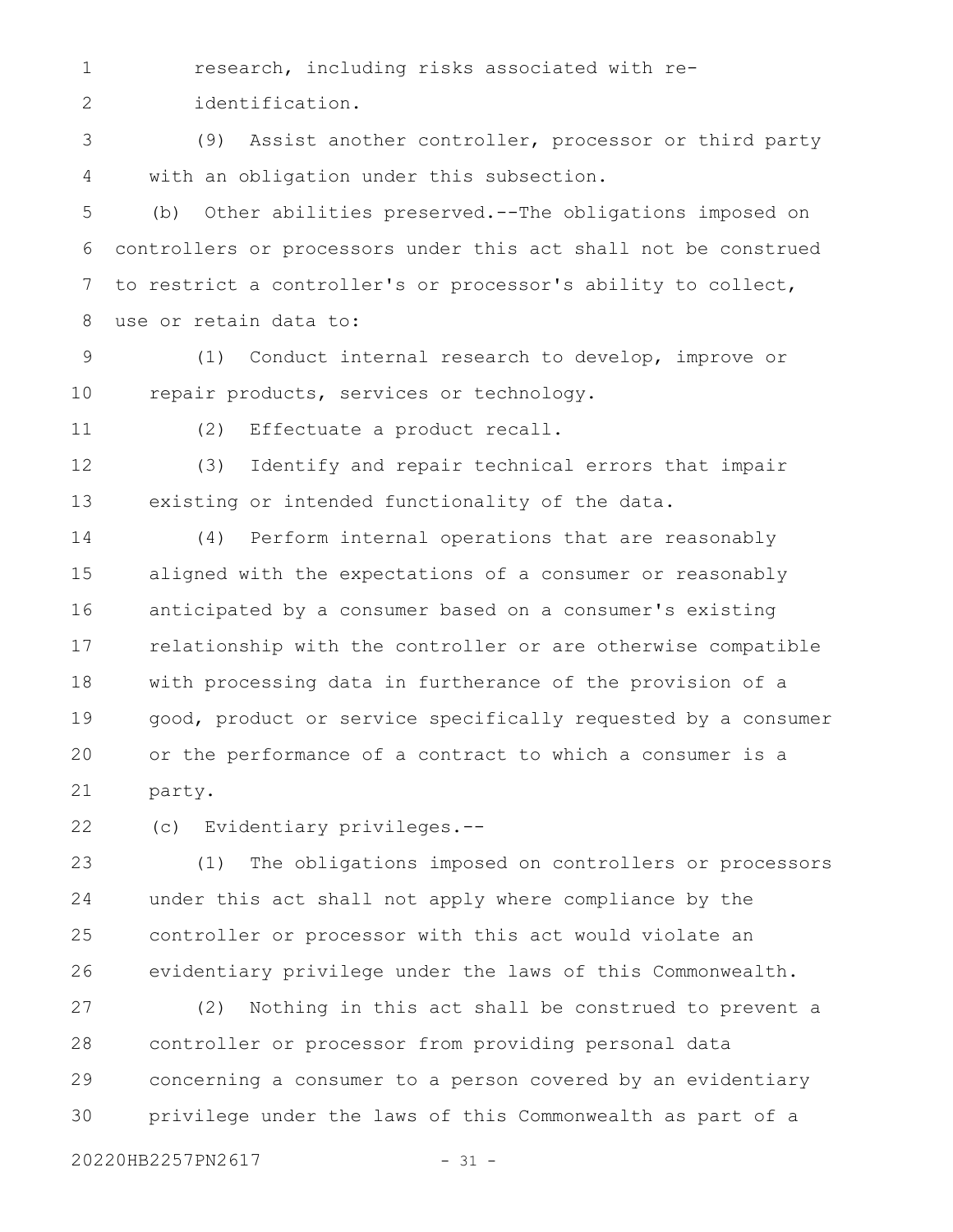research, including risks associated with re-identification.

(9) Assist another controller, processor or third party with an obligation under this subsection.

(b) Other abilities preserved.--The obligations imposed on controllers or processors under this act shall not be construed to restrict a controller's or processor's ability to collect, use or retain data to:

(1) Conduct internal research to develop, improve or repair products, services or technology.

(2) Effectuate a product recall.

(3) Identify and repair technical errors that impair existing or intended functionality of the data.

(4) Perform internal operations that are reasonably aligned with the expectations of a consumer or reasonably anticipated by a consumer based on a consumer's existing relationship with the controller or are otherwise compatible with processing data in furtherance of the provision of a good, product or service specifically requested by a consumer or the performance of a contract to which a consumer is a party.

(c) Evidentiary privileges.--

(1) The obligations imposed on controllers or processors under this act shall not apply where compliance by the controller or processor with this act would violate an evidentiary privilege under the laws of this Commonwealth.

(2) Nothing in this act shall be construed to prevent a controller or processor from providing personal data concerning a consumer to a person covered by an evidentiary privilege under the laws of this Commonwealth as part of a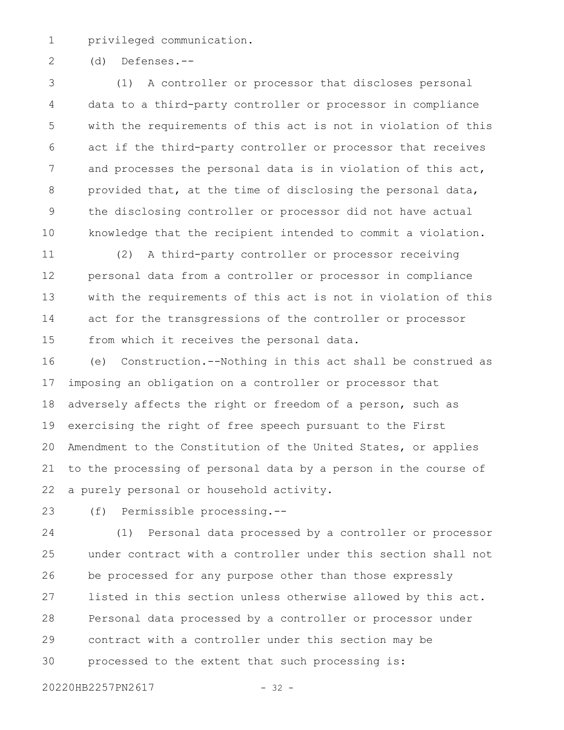privileged communication.

(d) Defenses.--

(1) A controller or processor that discloses personal data to a third-party controller or processor in compliance with the requirements of this act is not in violation of this act if the third-party controller or processor that receives and processes the personal data is in violation of this act, provided that, at the time of disclosing the personal data, the disclosing controller or processor did not have actual knowledge that the recipient intended to commit a violation.

(2) A third-party controller or processor receiving personal data from a controller or processor in compliance with the requirements of this act is not in violation of this act for the transgressions of the controller or processor from which it receives the personal data.

(e) Construction.--Nothing in this act shall be construed as imposing an obligation on a controller or processor that adversely affects the right or freedom of a person, such as exercising the right of free speech pursuant to the First Amendment to the Constitution of the United States, or applies to the processing of personal data by a person in the course of a purely personal or household activity.

(f) Permissible processing.--

(1) Personal data processed by a controller or processor under contract with a controller under this section shall not be processed for any purpose other than those expressly listed in this section unless otherwise allowed by this act. Personal data processed by a controller or processor under contract with a controller under this section may be processed to the extent that such processing is: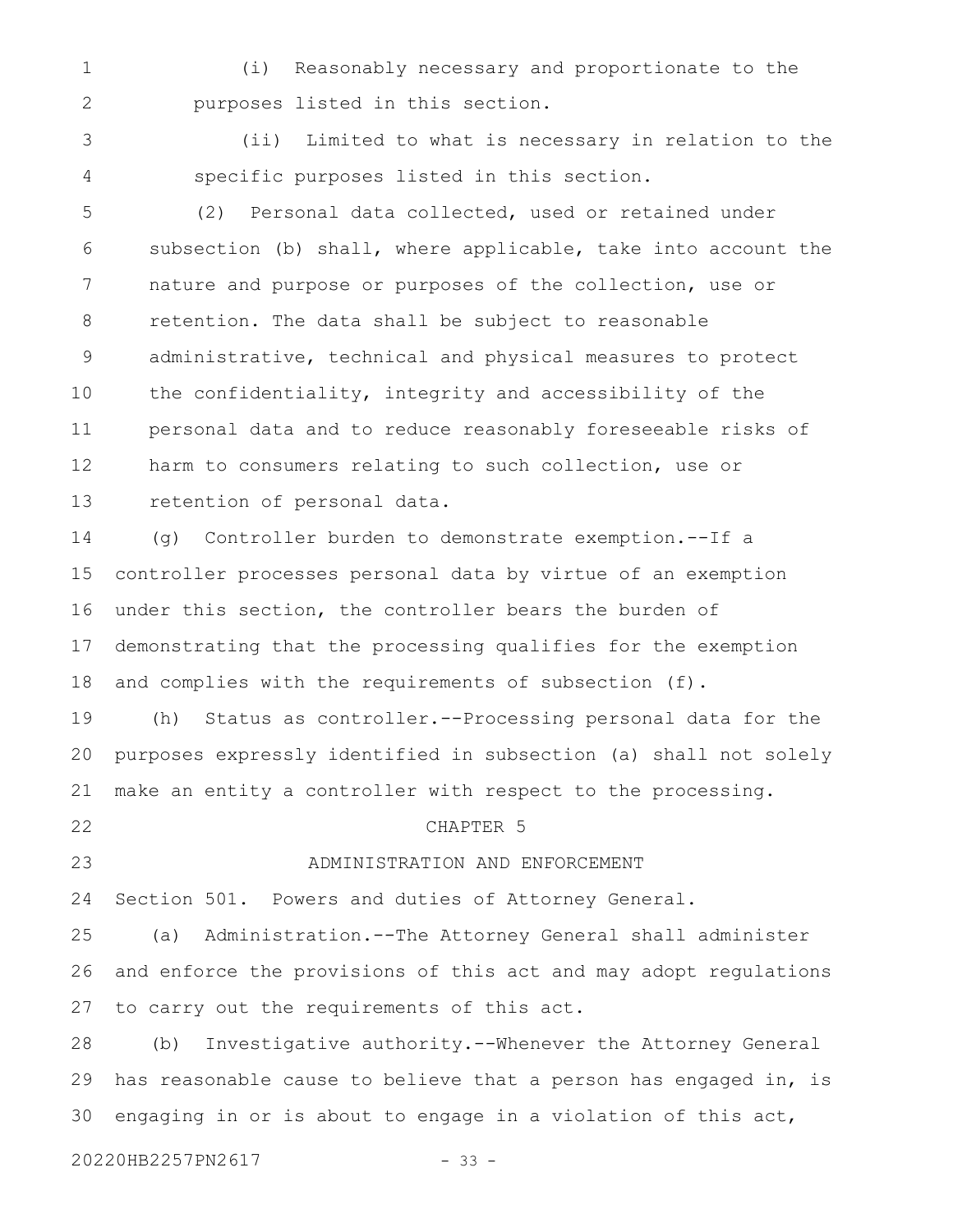(i) Reasonably necessary and proportionate to the purposes listed in this section.

(ii) Limited to what is necessary in relation to the specific purposes listed in this section.

(2) Personal data collected, used or retained under subsection (b) shall, where applicable, take into account the nature and purpose or purposes of the collection, use or retention. The data shall be subject to reasonable administrative, technical and physical measures to protect the confidentiality, integrity and accessibility of the personal data and to reduce reasonably foreseeable risks of harm to consumers relating to such collection, use or retention of personal data.

(g) Controller burden to demonstrate exemption.--If a controller processes personal data by virtue of an exemption under this section, the controller bears the burden of demonstrating that the processing qualifies for the exemption and complies with the requirements of subsection (f).

(h) Status as controller.--Processing personal data for the purposes expressly identified in subsection (a) shall not solely make an entity a controller with respect to the processing.

## CHAPTER 5

## ADMINISTRATION AND ENFORCEMENT

Section 501. Powers and duties of Attorney General.

(a) Administration.--The Attorney General shall administer and enforce the provisions of this act and may adopt regulations to carry out the requirements of this act.

(b) Investigative authority.--Whenever the Attorney General has reasonable cause to believe that a person has engaged in, is engaging in or is about to engage in a violation of this act,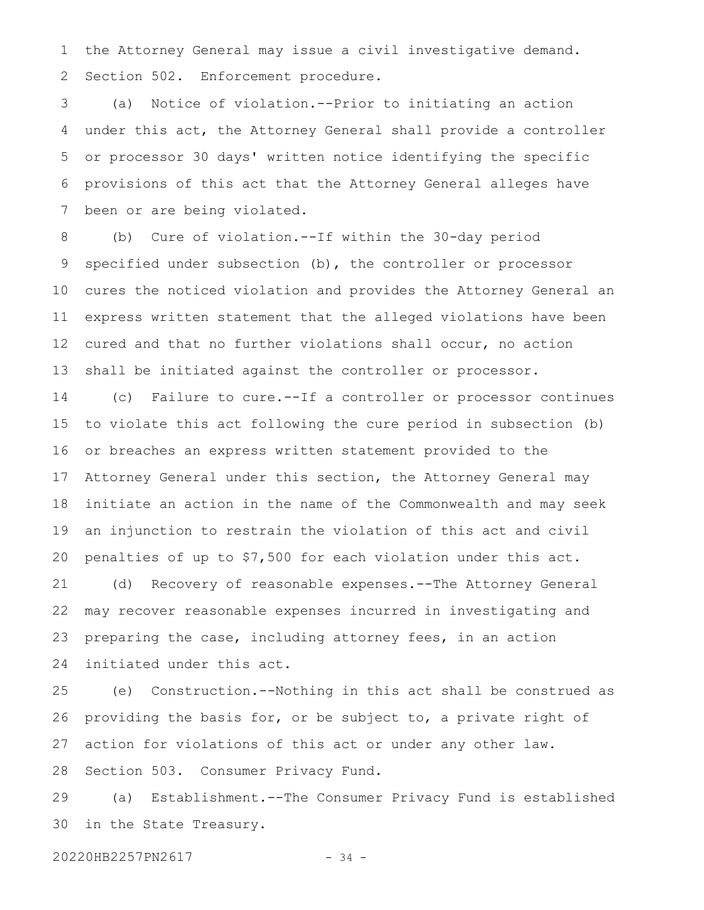the Attorney General may issue a civil investigative demand.

Section 502. Enforcement procedure.

(a) Notice of violation.--Prior to initiating an action under this act, the Attorney General shall provide a controller or processor 30 days' written notice identifying the specific provisions of this act that the Attorney General alleges have been or are being violated.

(b) Cure of violation.--If within the 30-day period specified under subsection (b), the controller or processor cures the noticed violation and provides the Attorney General an express written statement that the alleged violations have been cured and that no further violations shall occur, no action shall be initiated against the controller or processor.

(c) Failure to cure.--If a controller or processor continues to violate this act following the cure period in subsection (b) or breaches an express written statement provided to the Attorney General under this section, the Attorney General may initiate an action in the name of the Commonwealth and may seek an injunction to restrain the violation of this act and civil penalties of up to $7,500 for each violation under this act.

(d) Recovery of reasonable expenses.--The Attorney General may recover reasonable expenses incurred in investigating and preparing the case, including attorney fees, in an action initiated under this act.

(e) Construction.--Nothing in this act shall be construed as providing the basis for, or be subject to, a private right of action for violations of this act or under any other law.

Section 503. Consumer Privacy Fund.

(a) Establishment.--The Consumer Privacy Fund is established in the State Treasury.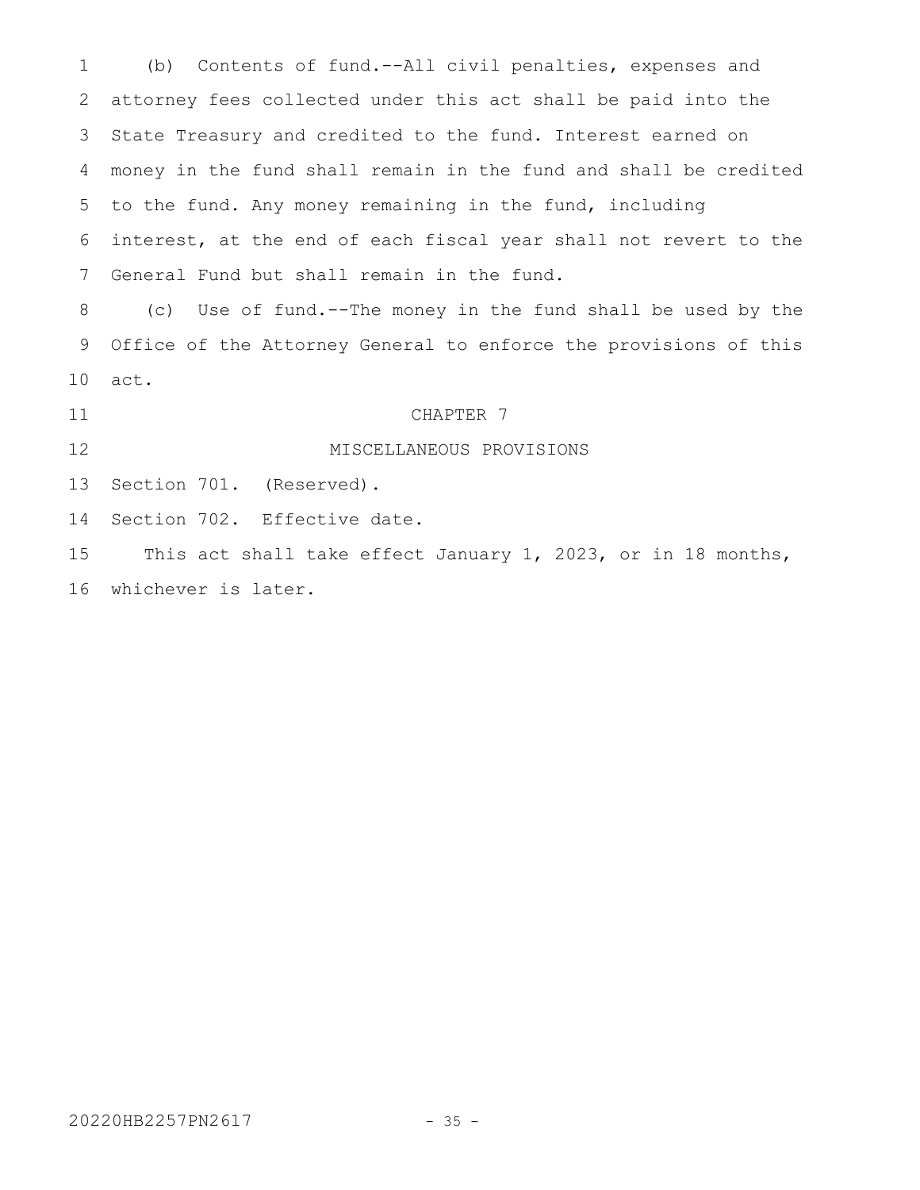(b) Contents of fund.--All civil penalties, expenses and attorney fees collected under this act shall be paid into the State Treasury and credited to the fund. Interest earned on money in the fund shall remain in the fund and shall be credited to the fund. Any money remaining in the fund, including interest, at the end of each fiscal year shall not revert to the General Fund but shall remain in the fund.

(c) Use of fund.--The money in the fund shall be used by the Office of the Attorney General to enforce the provisions of this act.

## CHAPTER 7

## MISCELLANEOUS PROVISIONS

Section 701. (Reserved).

Section 702. Effective date.

This act shall take effect January 1, 2023, or in 18 months, whichever is later.